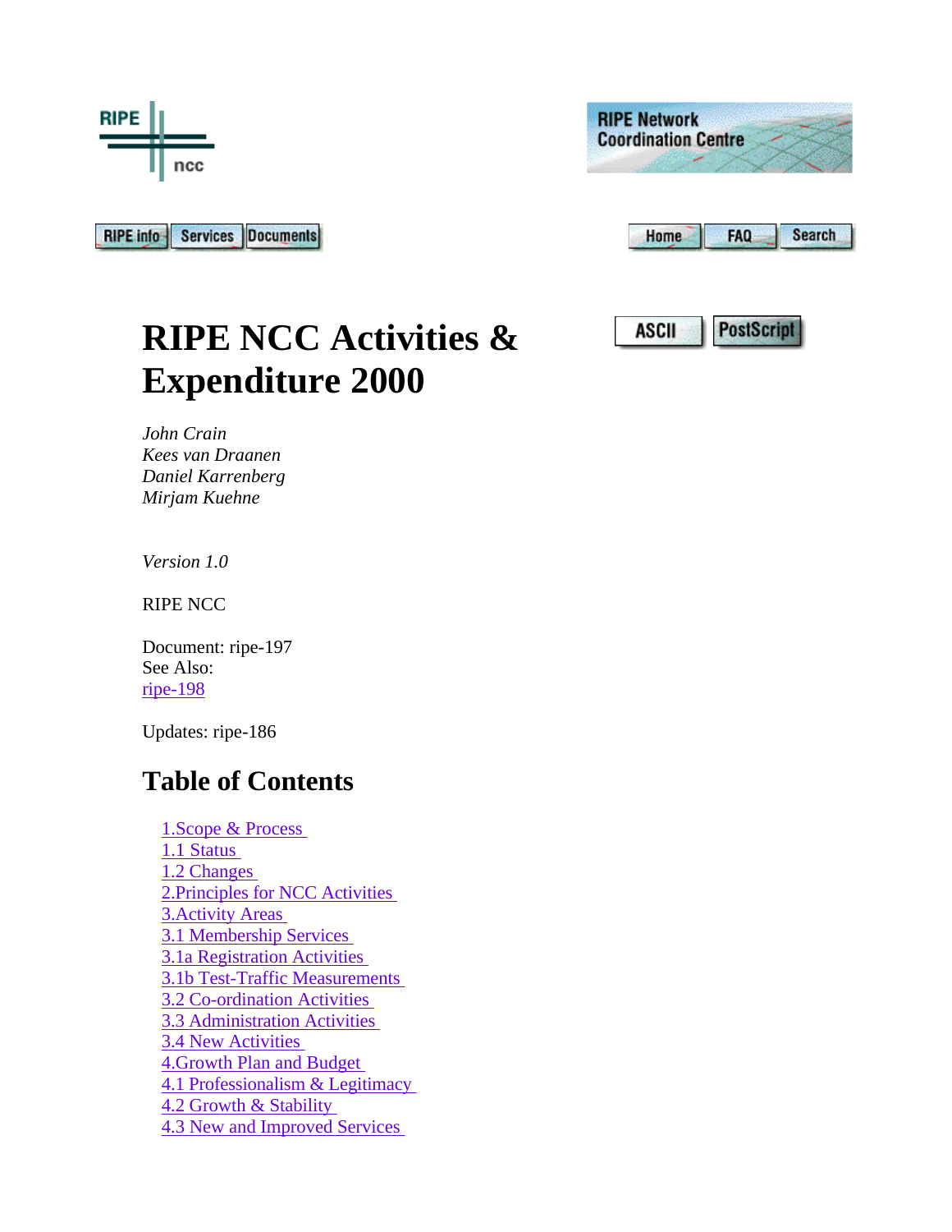RIPE info Services Documents

Home FAQ Search

ASCII PostScript

# RIPE NCC Activities & Expenditure 2000

*John Crain*
*Kees van Draanen*
*Daniel Karrenberg*
*Mirjam Kuehne*

*Version 1.0*

RIPE NCC

Document: ripe-197
See Also:
ripe-198

Updates: ripe-186

## Table of Contents

- 1.Scope & Process
- 1.1 Status
- 1.2 Changes
- 2.Principles for NCC Activities
- 3.Activity Areas
- 3.1 Membership Services
- 3.1a Registration Activities
- 3.1b Test-Traffic Measurements
- 3.2 Co-ordination Activities
- 3.3 Administration Activities
- 3.4 New Activities
- 4.Growth Plan and Budget
- 4.1 Professionalism & Legitimacy
- 4.2 Growth & Stability
- 4.3 New and Improved Services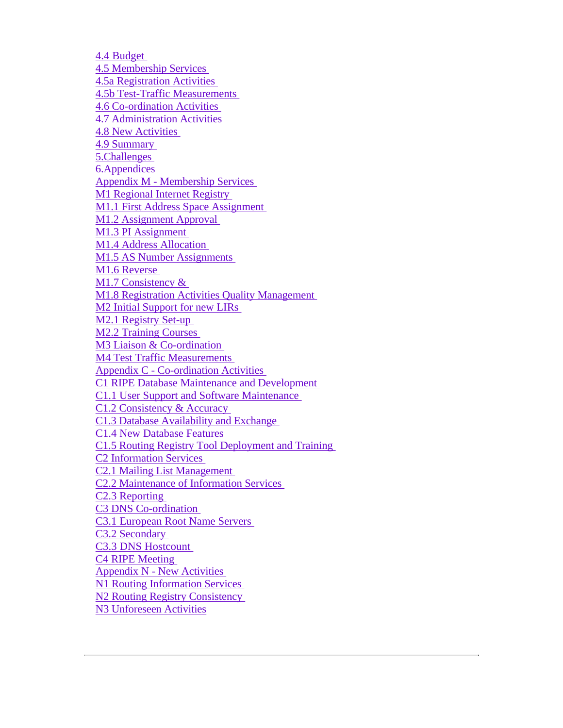4.4 Budget
4.5 Membership Services
4.5a Registration Activities
4.5b Test-Traffic Measurements
4.6 Co-ordination Activities
4.7 Administration Activities
4.8 New Activities
4.9 Summary
5.Challenges
6.Appendices
Appendix M - Membership Services
M1 Regional Internet Registry
M1.1 First Address Space Assignment
M1.2 Assignment Approval
M1.3 PI Assignment
M1.4 Address Allocation
M1.5 AS Number Assignments
M1.6 Reverse
M1.7 Consistency &
M1.8 Registration Activities Quality Management
M2 Initial Support for new LIRs
M2.1 Registry Set-up
M2.2 Training Courses
M3 Liaison & Co-ordination
M4 Test Traffic Measurements
Appendix C - Co-ordination Activities
C1 RIPE Database Maintenance and Development
C1.1 User Support and Software Maintenance
C1.2 Consistency & Accuracy
C1.3 Database Availability and Exchange
C1.4 New Database Features
C1.5 Routing Registry Tool Deployment and Training
C2 Information Services
C2.1 Mailing List Management
C2.2 Maintenance of Information Services
C2.3 Reporting
C3 DNS Co-ordination
C3.1 European Root Name Servers
C3.2 Secondary
C3.3 DNS Hostcount
C4 RIPE Meeting
Appendix N - New Activities
N1 Routing Information Services
N2 Routing Registry Consistency
N3 Unforeseen Activities

---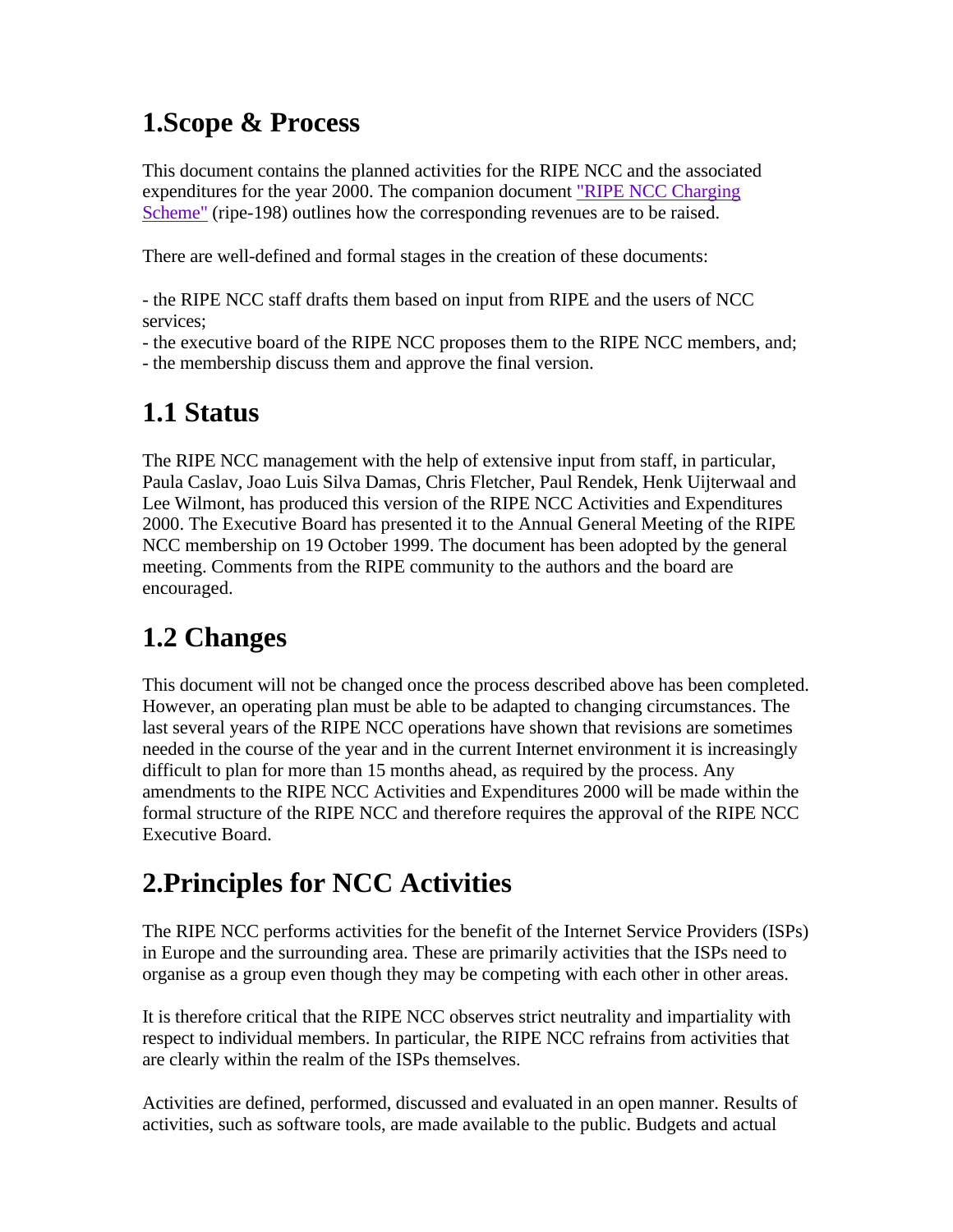# 1.Scope & Process

This document contains the planned activities for the RIPE NCC and the associated expenditures for the year 2000. The companion document "RIPE NCC Charging Scheme" (ripe-198) outlines how the corresponding revenues are to be raised.

There are well-defined and formal stages in the creation of these documents:

- the RIPE NCC staff drafts them based on input from RIPE and the users of NCC services;
- the executive board of the RIPE NCC proposes them to the RIPE NCC members, and;
- the membership discuss them and approve the final version.

## 1.1 Status

The RIPE NCC management with the help of extensive input from staff, in particular, Paula Caslav, Joao Luis Silva Damas, Chris Fletcher, Paul Rendek, Henk Uijterwaal and Lee Wilmont, has produced this version of the RIPE NCC Activities and Expenditures 2000. The Executive Board has presented it to the Annual General Meeting of the RIPE NCC membership on 19 October 1999. The document has been adopted by the general meeting. Comments from the RIPE community to the authors and the board are encouraged.

## 1.2 Changes

This document will not be changed once the process described above has been completed. However, an operating plan must be able to be adapted to changing circumstances. The last several years of the RIPE NCC operations have shown that revisions are sometimes needed in the course of the year and in the current Internet environment it is increasingly difficult to plan for more than 15 months ahead, as required by the process. Any amendments to the RIPE NCC Activities and Expenditures 2000 will be made within the formal structure of the RIPE NCC and therefore requires the approval of the RIPE NCC Executive Board.

# 2.Principles for NCC Activities

The RIPE NCC performs activities for the benefit of the Internet Service Providers (ISPs) in Europe and the surrounding area. These are primarily activities that the ISPs need to organise as a group even though they may be competing with each other in other areas.

It is therefore critical that the RIPE NCC observes strict neutrality and impartiality with respect to individual members. In particular, the RIPE NCC refrains from activities that are clearly within the realm of the ISPs themselves.

Activities are defined, performed, discussed and evaluated in an open manner. Results of activities, such as software tools, are made available to the public. Budgets and actual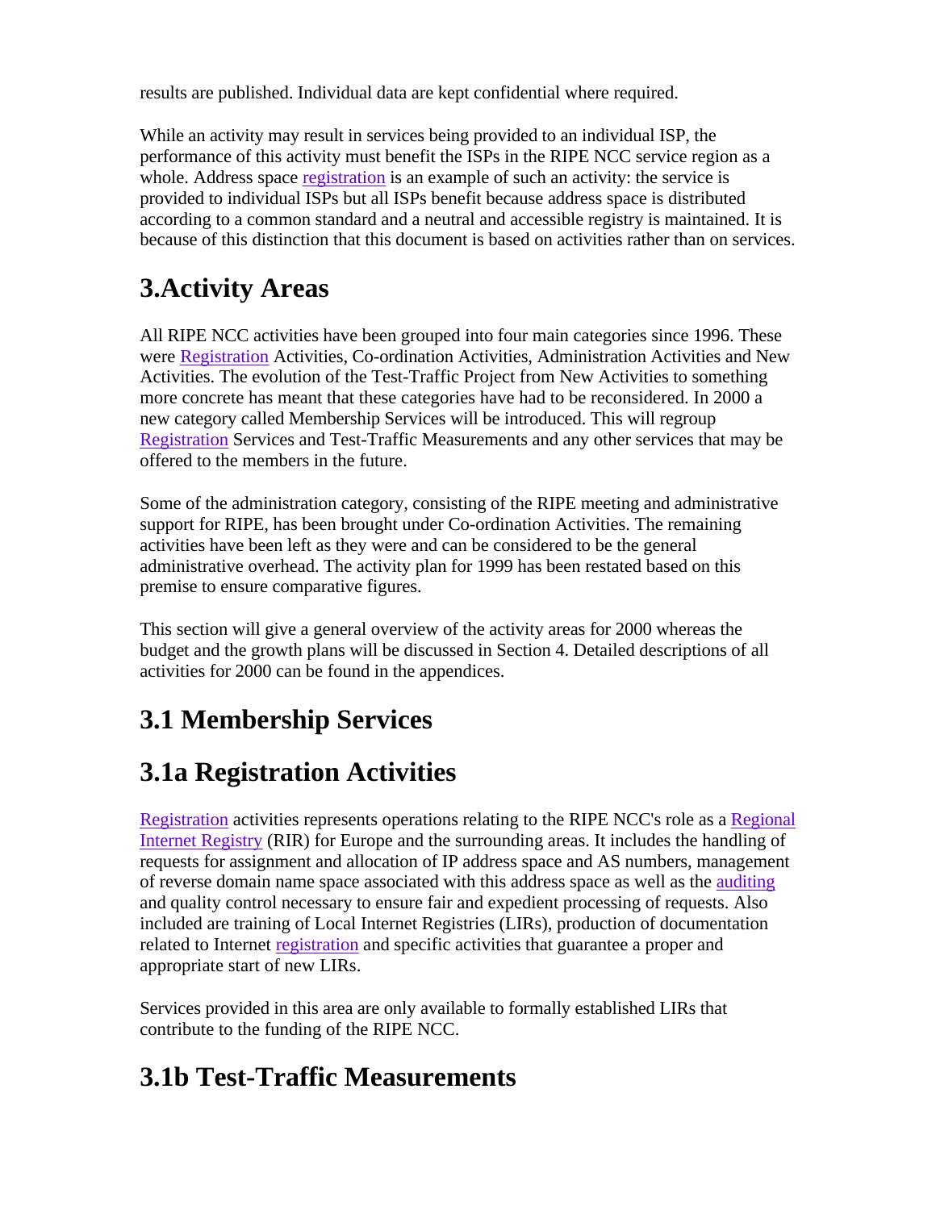results are published. Individual data are kept confidential where required.

While an activity may result in services being provided to an individual ISP, the performance of this activity must benefit the ISPs in the RIPE NCC service region as a whole. Address space registration is an example of such an activity: the service is provided to individual ISPs but all ISPs benefit because address space is distributed according to a common standard and a neutral and accessible registry is maintained. It is because of this distinction that this document is based on activities rather than on services.

# 3.Activity Areas

All RIPE NCC activities have been grouped into four main categories since 1996. These were Registration Activities, Co-ordination Activities, Administration Activities and New Activities. The evolution of the Test-Traffic Project from New Activities to something more concrete has meant that these categories have had to be reconsidered. In 2000 a new category called Membership Services will be introduced. This will regroup Registration Services and Test-Traffic Measurements and any other services that may be offered to the members in the future.

Some of the administration category, consisting of the RIPE meeting and administrative support for RIPE, has been brought under Co-ordination Activities. The remaining activities have been left as they were and can be considered to be the general administrative overhead. The activity plan for 1999 has been restated based on this premise to ensure comparative figures.

This section will give a general overview of the activity areas for 2000 whereas the budget and the growth plans will be discussed in Section 4. Detailed descriptions of all activities for 2000 can be found in the appendices.

## 3.1 Membership Services

## 3.1a Registration Activities

Registration activities represents operations relating to the RIPE NCC's role as a Regional Internet Registry (RIR) for Europe and the surrounding areas. It includes the handling of requests for assignment and allocation of IP address space and AS numbers, management of reverse domain name space associated with this address space as well as the auditing and quality control necessary to ensure fair and expedient processing of requests. Also included are training of Local Internet Registries (LIRs), production of documentation related to Internet registration and specific activities that guarantee a proper and appropriate start of new LIRs.

Services provided in this area are only available to formally established LIRs that contribute to the funding of the RIPE NCC.

## 3.1b Test-Traffic Measurements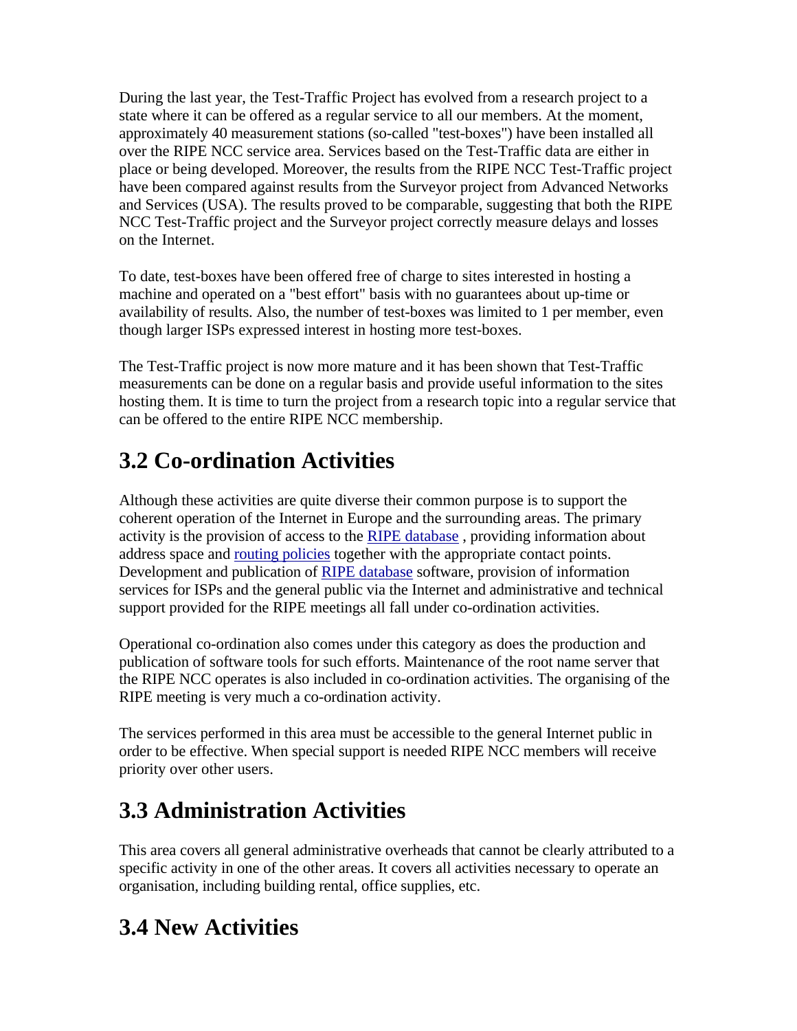During the last year, the Test-Traffic Project has evolved from a research project to a state where it can be offered as a regular service to all our members. At the moment, approximately 40 measurement stations (so-called "test-boxes") have been installed all over the RIPE NCC service area. Services based on the Test-Traffic data are either in place or being developed. Moreover, the results from the RIPE NCC Test-Traffic project have been compared against results from the Surveyor project from Advanced Networks and Services (USA). The results proved to be comparable, suggesting that both the RIPE NCC Test-Traffic project and the Surveyor project correctly measure delays and losses on the Internet.

To date, test-boxes have been offered free of charge to sites interested in hosting a machine and operated on a "best effort" basis with no guarantees about up-time or availability of results. Also, the number of test-boxes was limited to 1 per member, even though larger ISPs expressed interest in hosting more test-boxes.

The Test-Traffic project is now more mature and it has been shown that Test-Traffic measurements can be done on a regular basis and provide useful information to the sites hosting them. It is time to turn the project from a research topic into a regular service that can be offered to the entire RIPE NCC membership.

## 3.2 Co-ordination Activities

Although these activities are quite diverse their common purpose is to support the coherent operation of the Internet in Europe and the surrounding areas. The primary activity is the provision of access to the RIPE database , providing information about address space and routing policies together with the appropriate contact points. Development and publication of RIPE database software, provision of information services for ISPs and the general public via the Internet and administrative and technical support provided for the RIPE meetings all fall under co-ordination activities.

Operational co-ordination also comes under this category as does the production and publication of software tools for such efforts. Maintenance of the root name server that the RIPE NCC operates is also included in co-ordination activities. The organising of the RIPE meeting is very much a co-ordination activity.

The services performed in this area must be accessible to the general Internet public in order to be effective. When special support is needed RIPE NCC members will receive priority over other users.

## 3.3 Administration Activities

This area covers all general administrative overheads that cannot be clearly attributed to a specific activity in one of the other areas. It covers all activities necessary to operate an organisation, including building rental, office supplies, etc.

## 3.4 New Activities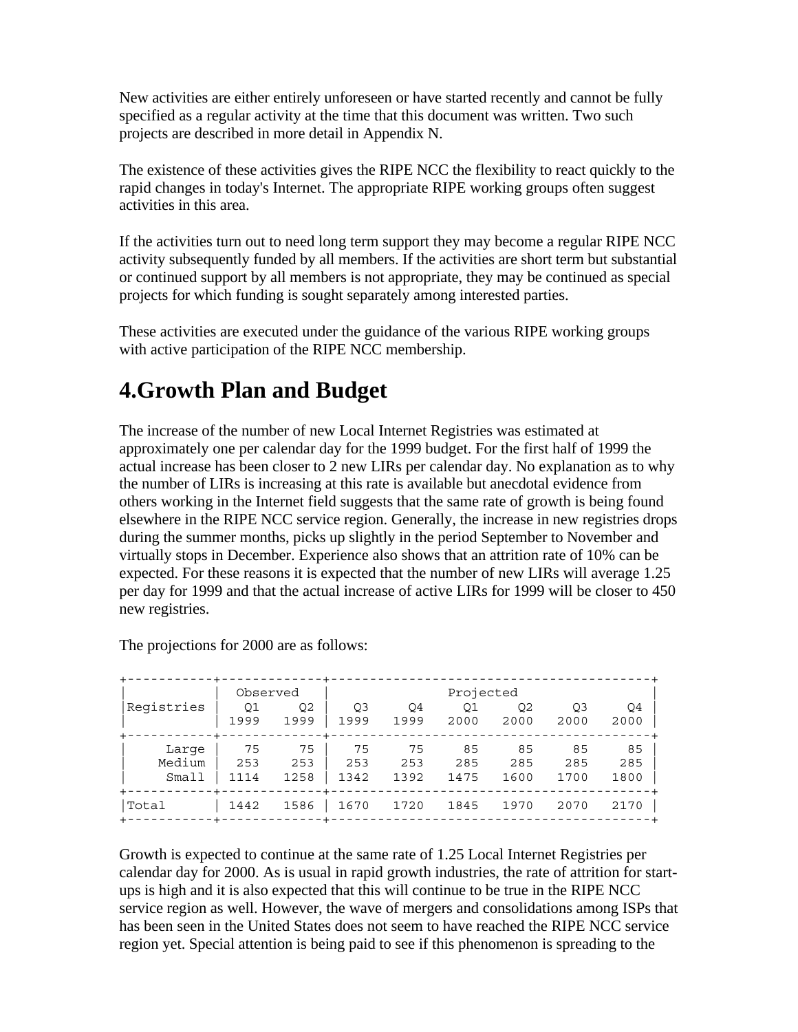New activities are either entirely unforeseen or have started recently and cannot be fully specified as a regular activity at the time that this document was written. Two such projects are described in more detail in Appendix N.

The existence of these activities gives the RIPE NCC the flexibility to react quickly to the rapid changes in today's Internet. The appropriate RIPE working groups often suggest activities in this area.

If the activities turn out to need long term support they may become a regular RIPE NCC activity subsequently funded by all members. If the activities are short term but substantial or continued support by all members is not appropriate, they may be continued as special projects for which funding is sought separately among interested parties.

These activities are executed under the guidance of the various RIPE working groups with active participation of the RIPE NCC membership.

# 4.Growth Plan and Budget

The increase of the number of new Local Internet Registries was estimated at approximately one per calendar day for the 1999 budget. For the first half of 1999 the actual increase has been closer to 2 new LIRs per calendar day. No explanation as to why the number of LIRs is increasing at this rate is available but anecdotal evidence from others working in the Internet field suggests that the same rate of growth is being found elsewhere in the RIPE NCC service region. Generally, the increase in new registries drops during the summer months, picks up slightly in the period September to November and virtually stops in December. Experience also shows that an attrition rate of 10% can be expected. For these reasons it is expected that the number of new LIRs will average 1.25 per day for 1999 and that the actual increase of active LIRs for 1999 will be closer to 450 new registries.

The projections for 2000 are as follows:

| Registries | Observed | | Projected | | | | | |
|---|---|---|---|---|---|---|---|---|
| | Q1 1999 | Q2 1999 | Q3 1999 | Q4 1999 | Q1 2000 | Q2 2000 | Q3 2000 | Q4 2000 |
| Large | 75 | 75 | 75 | 75 | 85 | 85 | 85 | 85 |
| Medium | 253 | 253 | 253 | 253 | 285 | 285 | 285 | 285 |
| Small | 1114 | 1258 | 1342 | 1392 | 1475 | 1600 | 1700 | 1800 |
| Total | 1442 | 1586 | 1670 | 1720 | 1845 | 1970 | 2070 | 2170 |

Growth is expected to continue at the same rate of 1.25 Local Internet Registries per calendar day for 2000. As is usual in rapid growth industries, the rate of attrition for start-ups is high and it is also expected that this will continue to be true in the RIPE NCC service region as well. However, the wave of mergers and consolidations among ISPs that has been seen in the United States does not seem to have reached the RIPE NCC service region yet. Special attention is being paid to see if this phenomenon is spreading to the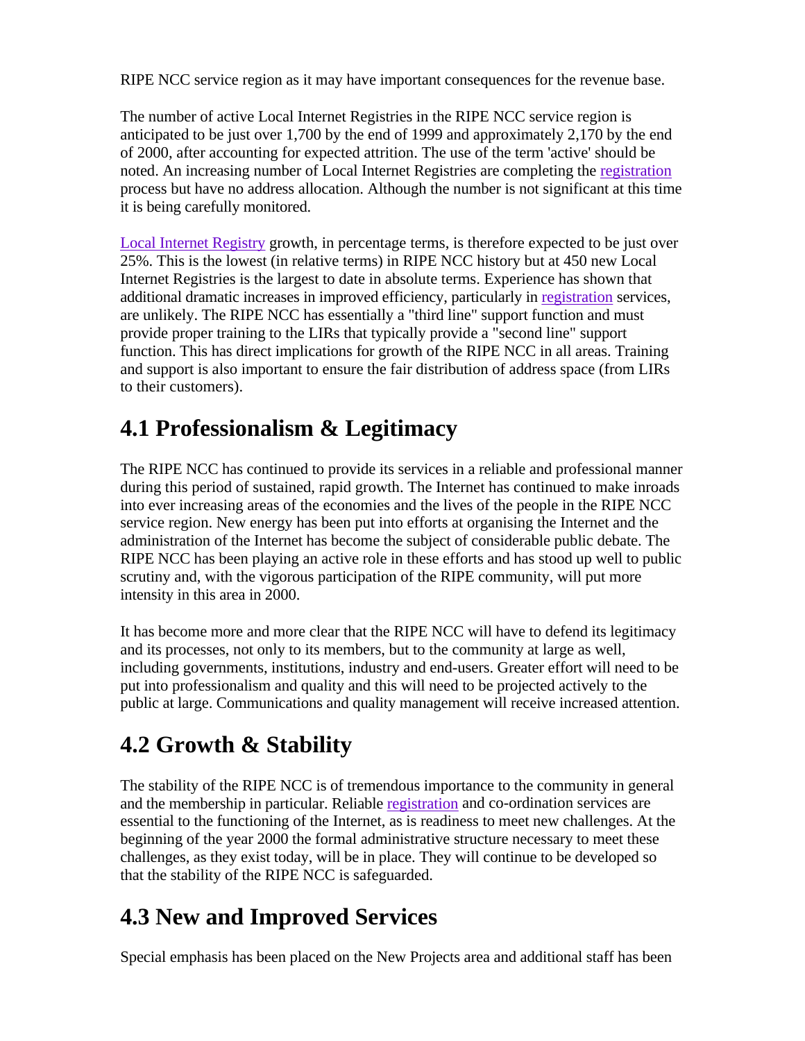RIPE NCC service region as it may have important consequences for the revenue base.

The number of active Local Internet Registries in the RIPE NCC service region is anticipated to be just over 1,700 by the end of 1999 and approximately 2,170 by the end of 2000, after accounting for expected attrition. The use of the term 'active' should be noted. An increasing number of Local Internet Registries are completing the registration process but have no address allocation. Although the number is not significant at this time it is being carefully monitored.

Local Internet Registry growth, in percentage terms, is therefore expected to be just over 25%. This is the lowest (in relative terms) in RIPE NCC history but at 450 new Local Internet Registries is the largest to date in absolute terms. Experience has shown that additional dramatic increases in improved efficiency, particularly in registration services, are unlikely. The RIPE NCC has essentially a "third line" support function and must provide proper training to the LIRs that typically provide a "second line" support function. This has direct implications for growth of the RIPE NCC in all areas. Training and support is also important to ensure the fair distribution of address space (from LIRs to their customers).

## 4.1 Professionalism & Legitimacy

The RIPE NCC has continued to provide its services in a reliable and professional manner during this period of sustained, rapid growth. The Internet has continued to make inroads into ever increasing areas of the economies and the lives of the people in the RIPE NCC service region. New energy has been put into efforts at organising the Internet and the administration of the Internet has become the subject of considerable public debate. The RIPE NCC has been playing an active role in these efforts and has stood up well to public scrutiny and, with the vigorous participation of the RIPE community, will put more intensity in this area in 2000.

It has become more and more clear that the RIPE NCC will have to defend its legitimacy and its processes, not only to its members, but to the community at large as well, including governments, institutions, industry and end-users. Greater effort will need to be put into professionalism and quality and this will need to be projected actively to the public at large. Communications and quality management will receive increased attention.

## 4.2 Growth & Stability

The stability of the RIPE NCC is of tremendous importance to the community in general and the membership in particular. Reliable registration and co-ordination services are essential to the functioning of the Internet, as is readiness to meet new challenges. At the beginning of the year 2000 the formal administrative structure necessary to meet these challenges, as they exist today, will be in place. They will continue to be developed so that the stability of the RIPE NCC is safeguarded.

## 4.3 New and Improved Services

Special emphasis has been placed on the New Projects area and additional staff has been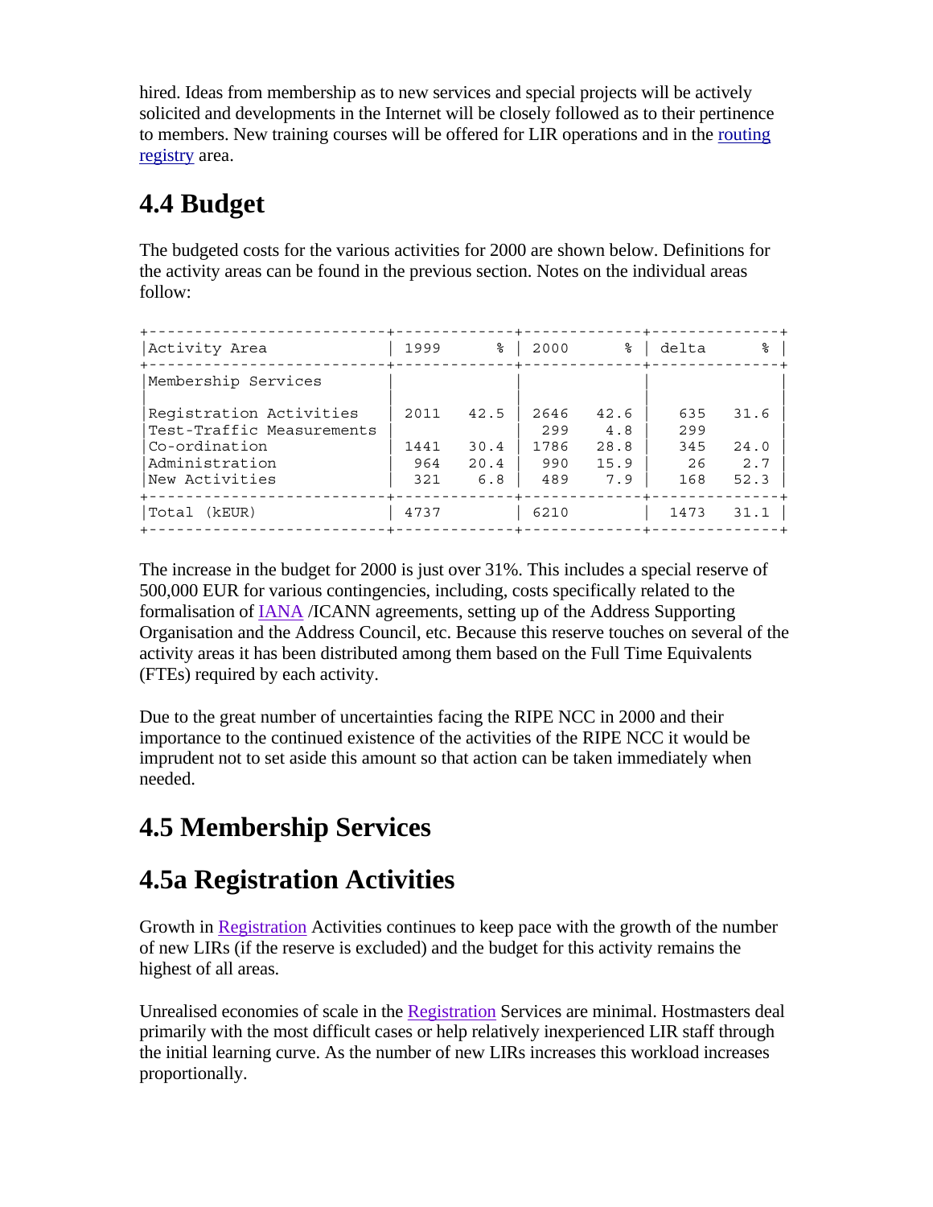hired. Ideas from membership as to new services and special projects will be actively solicited and developments in the Internet will be closely followed as to their pertinence to members. New training courses will be offered for LIR operations and in the routing registry area.

## 4.4 Budget

The budgeted costs for the various activities for 2000 are shown below. Definitions for the activity areas can be found in the previous section. Notes on the individual areas follow:

| Activity Area | 1999 | % | 2000 | % | delta | % |
|---|---|---|---|---|---|---|
| Membership Services | | | | | | |
| Registration Activities | 2011 | 42.5 | 2646 | 42.6 | 635 | 31.6 |
| Test-Traffic Measurements | | | 299 | 4.8 | 299 | |
| Co-ordination | 1441 | 30.4 | 1786 | 28.8 | 345 | 24.0 |
| Administration | 964 | 20.4 | 990 | 15.9 | 26 | 2.7 |
| New Activities | 321 | 6.8 | 489 | 7.9 | 168 | 52.3 |
| Total (kEUR) | 4737 | | 6210 | | 1473 | 31.1 |

The increase in the budget for 2000 is just over 31%. This includes a special reserve of 500,000 EUR for various contingencies, including, costs specifically related to the formalisation of IANA /ICANN agreements, setting up of the Address Supporting Organisation and the Address Council, etc. Because this reserve touches on several of the activity areas it has been distributed among them based on the Full Time Equivalents (FTEs) required by each activity.

Due to the great number of uncertainties facing the RIPE NCC in 2000 and their importance to the continued existence of the activities of the RIPE NCC it would be imprudent not to set aside this amount so that action can be taken immediately when needed.

## 4.5 Membership Services

## 4.5a Registration Activities

Growth in Registration Activities continues to keep pace with the growth of the number of new LIRs (if the reserve is excluded) and the budget for this activity remains the highest of all areas.

Unrealised economies of scale in the Registration Services are minimal. Hostmasters deal primarily with the most difficult cases or help relatively inexperienced LIR staff through the initial learning curve. As the number of new LIRs increases this workload increases proportionally.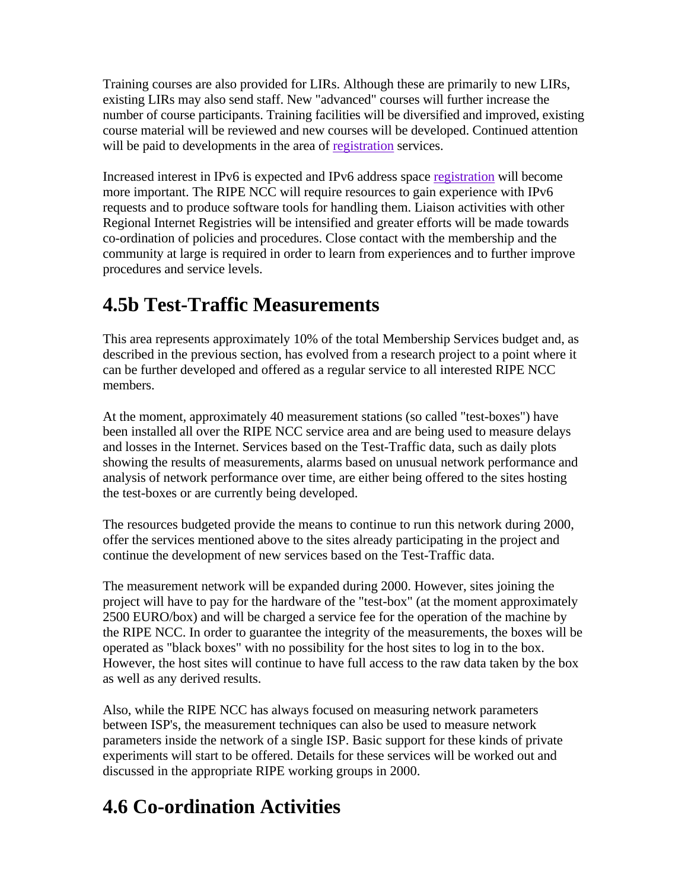Training courses are also provided for LIRs. Although these are primarily to new LIRs, existing LIRs may also send staff. New "advanced" courses will further increase the number of course participants. Training facilities will be diversified and improved, existing course material will be reviewed and new courses will be developed. Continued attention will be paid to developments in the area of registration services.

Increased interest in IPv6 is expected and IPv6 address space registration will become more important. The RIPE NCC will require resources to gain experience with IPv6 requests and to produce software tools for handling them. Liaison activities with other Regional Internet Registries will be intensified and greater efforts will be made towards co-ordination of policies and procedures. Close contact with the membership and the community at large is required in order to learn from experiences and to further improve procedures and service levels.

## 4.5b Test-Traffic Measurements

This area represents approximately 10% of the total Membership Services budget and, as described in the previous section, has evolved from a research project to a point where it can be further developed and offered as a regular service to all interested RIPE NCC members.

At the moment, approximately 40 measurement stations (so called "test-boxes") have been installed all over the RIPE NCC service area and are being used to measure delays and losses in the Internet. Services based on the Test-Traffic data, such as daily plots showing the results of measurements, alarms based on unusual network performance and analysis of network performance over time, are either being offered to the sites hosting the test-boxes or are currently being developed.

The resources budgeted provide the means to continue to run this network during 2000, offer the services mentioned above to the sites already participating in the project and continue the development of new services based on the Test-Traffic data.

The measurement network will be expanded during 2000. However, sites joining the project will have to pay for the hardware of the "test-box" (at the moment approximately 2500 EURO/box) and will be charged a service fee for the operation of the machine by the RIPE NCC. In order to guarantee the integrity of the measurements, the boxes will be operated as "black boxes" with no possibility for the host sites to log in to the box. However, the host sites will continue to have full access to the raw data taken by the box as well as any derived results.

Also, while the RIPE NCC has always focused on measuring network parameters between ISP's, the measurement techniques can also be used to measure network parameters inside the network of a single ISP. Basic support for these kinds of private experiments will start to be offered. Details for these services will be worked out and discussed in the appropriate RIPE working groups in 2000.

## 4.6 Co-ordination Activities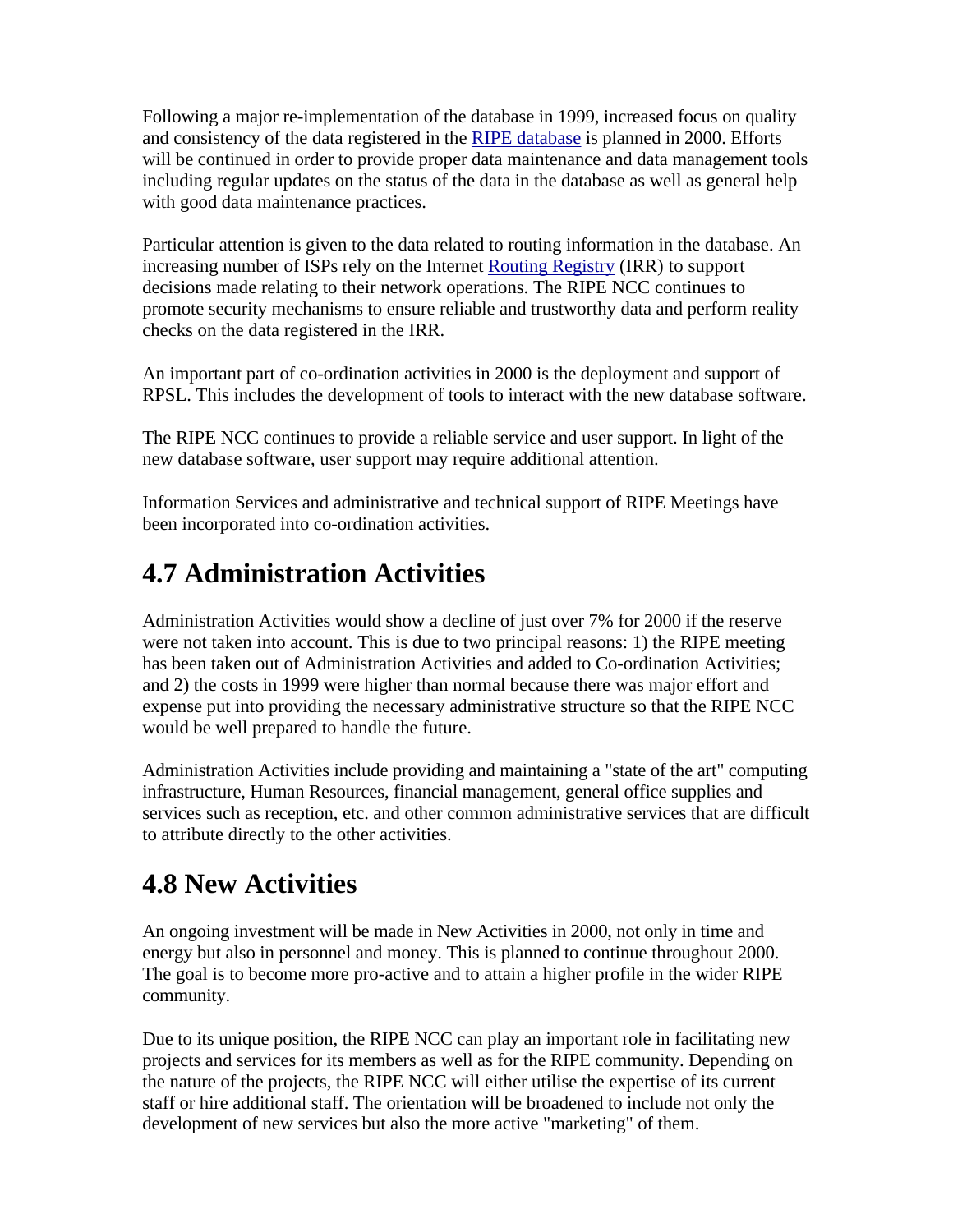Following a major re-implementation of the database in 1999, increased focus on quality and consistency of the data registered in the RIPE database is planned in 2000. Efforts will be continued in order to provide proper data maintenance and data management tools including regular updates on the status of the data in the database as well as general help with good data maintenance practices.

Particular attention is given to the data related to routing information in the database. An increasing number of ISPs rely on the Internet Routing Registry (IRR) to support decisions made relating to their network operations. The RIPE NCC continues to promote security mechanisms to ensure reliable and trustworthy data and perform reality checks on the data registered in the IRR.

An important part of co-ordination activities in 2000 is the deployment and support of RPSL. This includes the development of tools to interact with the new database software.

The RIPE NCC continues to provide a reliable service and user support. In light of the new database software, user support may require additional attention.

Information Services and administrative and technical support of RIPE Meetings have been incorporated into co-ordination activities.

## 4.7 Administration Activities

Administration Activities would show a decline of just over 7% for 2000 if the reserve were not taken into account. This is due to two principal reasons: 1) the RIPE meeting has been taken out of Administration Activities and added to Co-ordination Activities; and 2) the costs in 1999 were higher than normal because there was major effort and expense put into providing the necessary administrative structure so that the RIPE NCC would be well prepared to handle the future.

Administration Activities include providing and maintaining a "state of the art" computing infrastructure, Human Resources, financial management, general office supplies and services such as reception, etc. and other common administrative services that are difficult to attribute directly to the other activities.

## 4.8 New Activities

An ongoing investment will be made in New Activities in 2000, not only in time and energy but also in personnel and money. This is planned to continue throughout 2000. The goal is to become more pro-active and to attain a higher profile in the wider RIPE community.

Due to its unique position, the RIPE NCC can play an important role in facilitating new projects and services for its members as well as for the RIPE community. Depending on the nature of the projects, the RIPE NCC will either utilise the expertise of its current staff or hire additional staff. The orientation will be broadened to include not only the development of new services but also the more active "marketing" of them.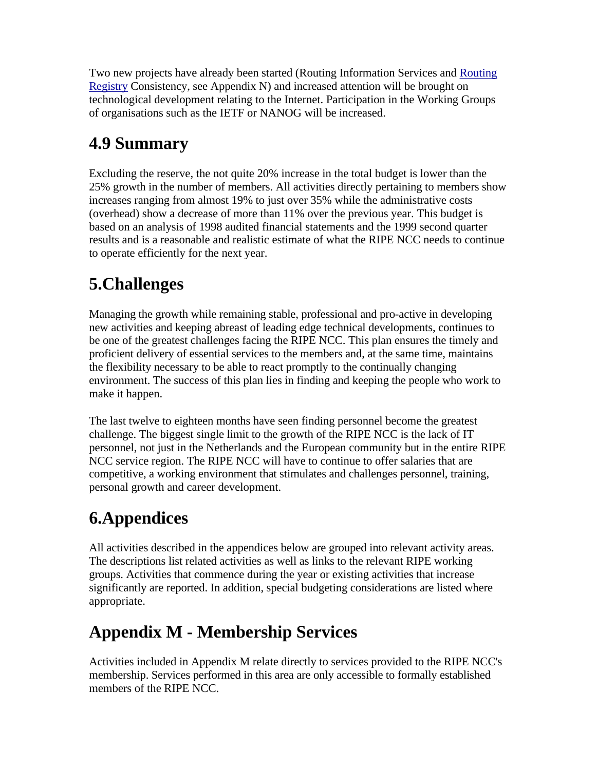Two new projects have already been started (Routing Information Services and Routing Registry Consistency, see Appendix N) and increased attention will be brought on technological development relating to the Internet. Participation in the Working Groups of organisations such as the IETF or NANOG will be increased.

## 4.9 Summary

Excluding the reserve, the not quite 20% increase in the total budget is lower than the 25% growth in the number of members. All activities directly pertaining to members show increases ranging from almost 19% to just over 35% while the administrative costs (overhead) show a decrease of more than 11% over the previous year. This budget is based on an analysis of 1998 audited financial statements and the 1999 second quarter results and is a reasonable and realistic estimate of what the RIPE NCC needs to continue to operate efficiently for the next year.

# 5.Challenges

Managing the growth while remaining stable, professional and pro-active in developing new activities and keeping abreast of leading edge technical developments, continues to be one of the greatest challenges facing the RIPE NCC. This plan ensures the timely and proficient delivery of essential services to the members and, at the same time, maintains the flexibility necessary to be able to react promptly to the continually changing environment. The success of this plan lies in finding and keeping the people who work to make it happen.

The last twelve to eighteen months have seen finding personnel become the greatest challenge. The biggest single limit to the growth of the RIPE NCC is the lack of IT personnel, not just in the Netherlands and the European community but in the entire RIPE NCC service region. The RIPE NCC will have to continue to offer salaries that are competitive, a working environment that stimulates and challenges personnel, training, personal growth and career development.

# 6.Appendices

All activities described in the appendices below are grouped into relevant activity areas. The descriptions list related activities as well as links to the relevant RIPE working groups. Activities that commence during the year or existing activities that increase significantly are reported. In addition, special budgeting considerations are listed where appropriate.

# Appendix M - Membership Services

Activities included in Appendix M relate directly to services provided to the RIPE NCC's membership. Services performed in this area are only accessible to formally established members of the RIPE NCC.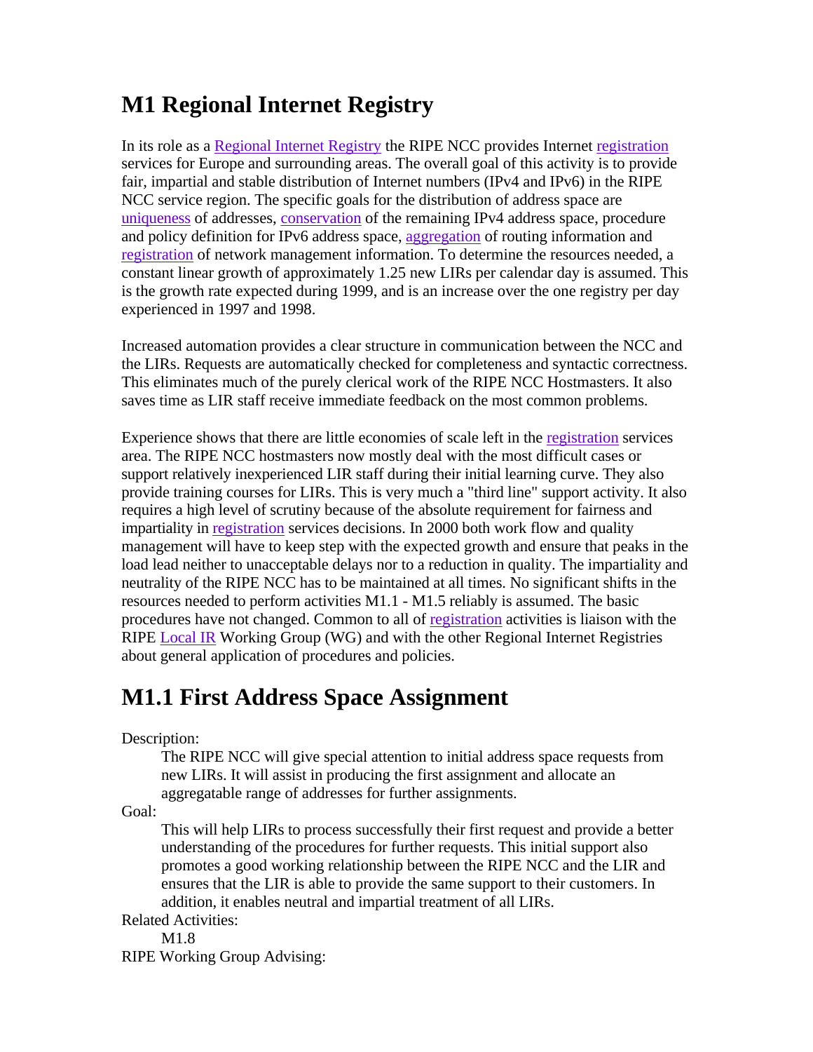# M1 Regional Internet Registry

In its role as a Regional Internet Registry the RIPE NCC provides Internet registration services for Europe and surrounding areas. The overall goal of this activity is to provide fair, impartial and stable distribution of Internet numbers (IPv4 and IPv6) in the RIPE NCC service region. The specific goals for the distribution of address space are uniqueness of addresses, conservation of the remaining IPv4 address space, procedure and policy definition for IPv6 address space, aggregation of routing information and registration of network management information. To determine the resources needed, a constant linear growth of approximately 1.25 new LIRs per calendar day is assumed. This is the growth rate expected during 1999, and is an increase over the one registry per day experienced in 1997 and 1998.

Increased automation provides a clear structure in communication between the NCC and the LIRs. Requests are automatically checked for completeness and syntactic correctness. This eliminates much of the purely clerical work of the RIPE NCC Hostmasters. It also saves time as LIR staff receive immediate feedback on the most common problems.

Experience shows that there are little economies of scale left in the registration services area. The RIPE NCC hostmasters now mostly deal with the most difficult cases or support relatively inexperienced LIR staff during their initial learning curve. They also provide training courses for LIRs. This is very much a "third line" support activity. It also requires a high level of scrutiny because of the absolute requirement for fairness and impartiality in registration services decisions. In 2000 both work flow and quality management will have to keep step with the expected growth and ensure that peaks in the load lead neither to unacceptable delays nor to a reduction in quality. The impartiality and neutrality of the RIPE NCC has to be maintained at all times. No significant shifts in the resources needed to perform activities M1.1 - M1.5 reliably is assumed. The basic procedures have not changed. Common to all of registration activities is liaison with the RIPE Local IR Working Group (WG) and with the other Regional Internet Registries about general application of procedures and policies.

# M1.1 First Address Space Assignment

Description:

> The RIPE NCC will give special attention to initial address space requests from new LIRs. It will assist in producing the first assignment and allocate an aggregatable range of addresses for further assignments.

Goal:

> This will help LIRs to process successfully their first request and provide a better understanding of the procedures for further requests. This initial support also promotes a good working relationship between the RIPE NCC and the LIR and ensures that the LIR is able to provide the same support to their customers. In addition, it enables neutral and impartial treatment of all LIRs.

Related Activities:

> M1.8

RIPE Working Group Advising: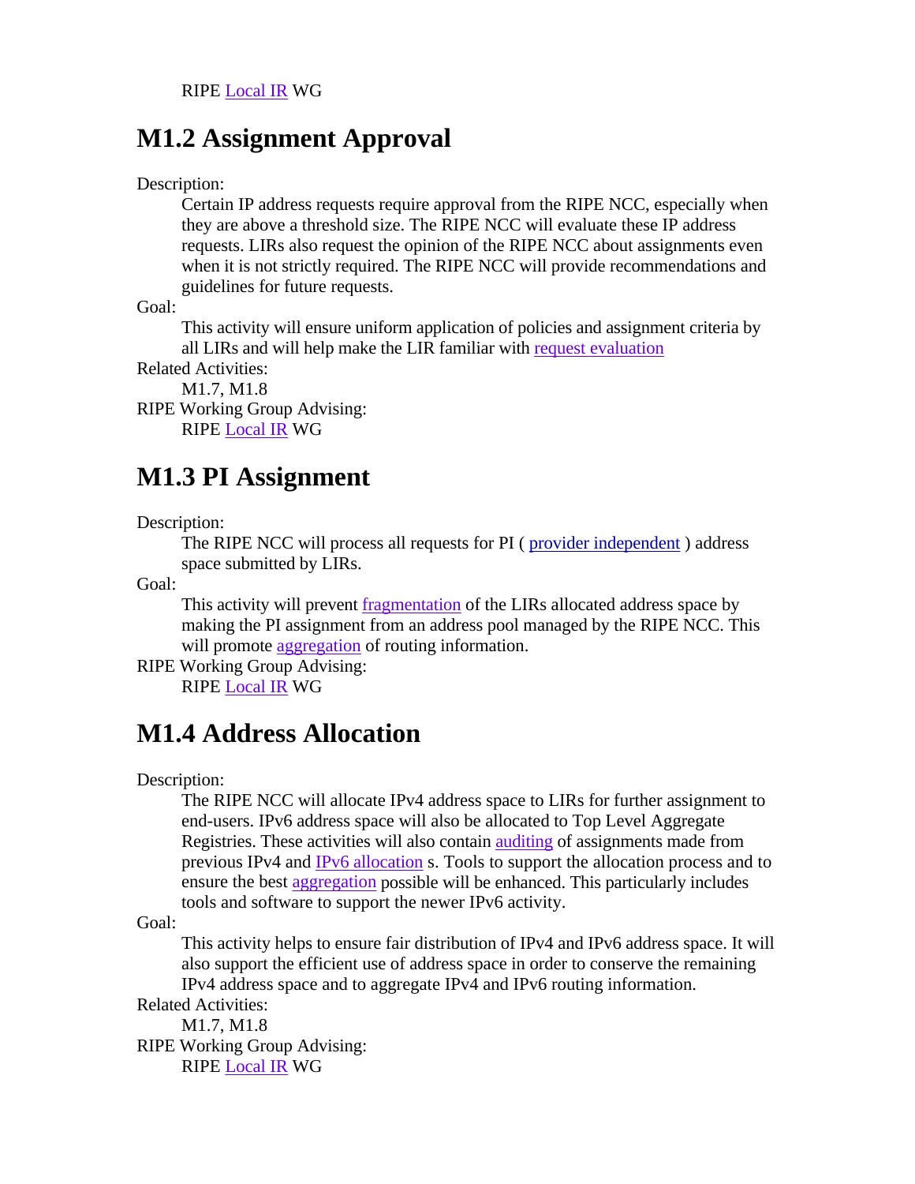RIPE Local IR WG

## M1.2 Assignment Approval

Description:
: Certain IP address requests require approval from the RIPE NCC, especially when they are above a threshold size. The RIPE NCC will evaluate these IP address requests. LIRs also request the opinion of the RIPE NCC about assignments even when it is not strictly required. The RIPE NCC will provide recommendations and guidelines for future requests.

Goal:
: This activity will ensure uniform application of policies and assignment criteria by all LIRs and will help make the LIR familiar with request evaluation

Related Activities:
: M1.7, M1.8

RIPE Working Group Advising:
: RIPE Local IR WG

## M1.3 PI Assignment

Description:
: The RIPE NCC will process all requests for PI ( provider independent ) address space submitted by LIRs.

Goal:
: This activity will prevent fragmentation of the LIRs allocated address space by making the PI assignment from an address pool managed by the RIPE NCC. This will promote aggregation of routing information.

RIPE Working Group Advising:
: RIPE Local IR WG

## M1.4 Address Allocation

Description:
: The RIPE NCC will allocate IPv4 address space to LIRs for further assignment to end-users. IPv6 address space will also be allocated to Top Level Aggregate Registries. These activities will also contain auditing of assignments made from previous IPv4 and IPv6 allocation s. Tools to support the allocation process and to ensure the best aggregation possible will be enhanced. This particularly includes tools and software to support the newer IPv6 activity.

Goal:
: This activity helps to ensure fair distribution of IPv4 and IPv6 address space. It will also support the efficient use of address space in order to conserve the remaining IPv4 address space and to aggregate IPv4 and IPv6 routing information.

Related Activities:
: M1.7, M1.8

RIPE Working Group Advising:
: RIPE Local IR WG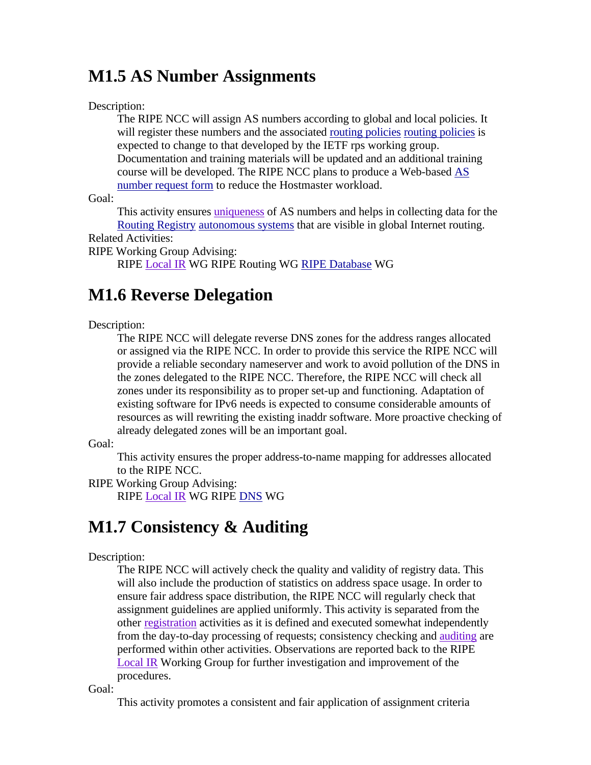## M1.5 AS Number Assignments

Description:

The RIPE NCC will assign AS numbers according to global and local policies. It will register these numbers and the associated routing policies routing policies is expected to change to that developed by the IETF rps working group. Documentation and training materials will be updated and an additional training course will be developed. The RIPE NCC plans to produce a Web-based AS number request form to reduce the Hostmaster workload.

Goal:

This activity ensures uniqueness of AS numbers and helps in collecting data for the Routing Registry autonomous systems that are visible in global Internet routing.

Related Activities:

RIPE Working Group Advising:

RIPE Local IR WG RIPE Routing WG RIPE Database WG

## M1.6 Reverse Delegation

Description:

The RIPE NCC will delegate reverse DNS zones for the address ranges allocated or assigned via the RIPE NCC. In order to provide this service the RIPE NCC will provide a reliable secondary nameserver and work to avoid pollution of the DNS in the zones delegated to the RIPE NCC. Therefore, the RIPE NCC will check all zones under its responsibility as to proper set-up and functioning. Adaptation of existing software for IPv6 needs is expected to consume considerable amounts of resources as will rewriting the existing inaddr software. More proactive checking of already delegated zones will be an important goal.

Goal:

This activity ensures the proper address-to-name mapping for addresses allocated to the RIPE NCC.

RIPE Working Group Advising:

RIPE Local IR WG RIPE DNS WG

## M1.7 Consistency & Auditing

Description:

The RIPE NCC will actively check the quality and validity of registry data. This will also include the production of statistics on address space usage. In order to ensure fair address space distribution, the RIPE NCC will regularly check that assignment guidelines are applied uniformly. This activity is separated from the other registration activities as it is defined and executed somewhat independently from the day-to-day processing of requests; consistency checking and auditing are performed within other activities. Observations are reported back to the RIPE Local IR Working Group for further investigation and improvement of the procedures.

Goal:

This activity promotes a consistent and fair application of assignment criteria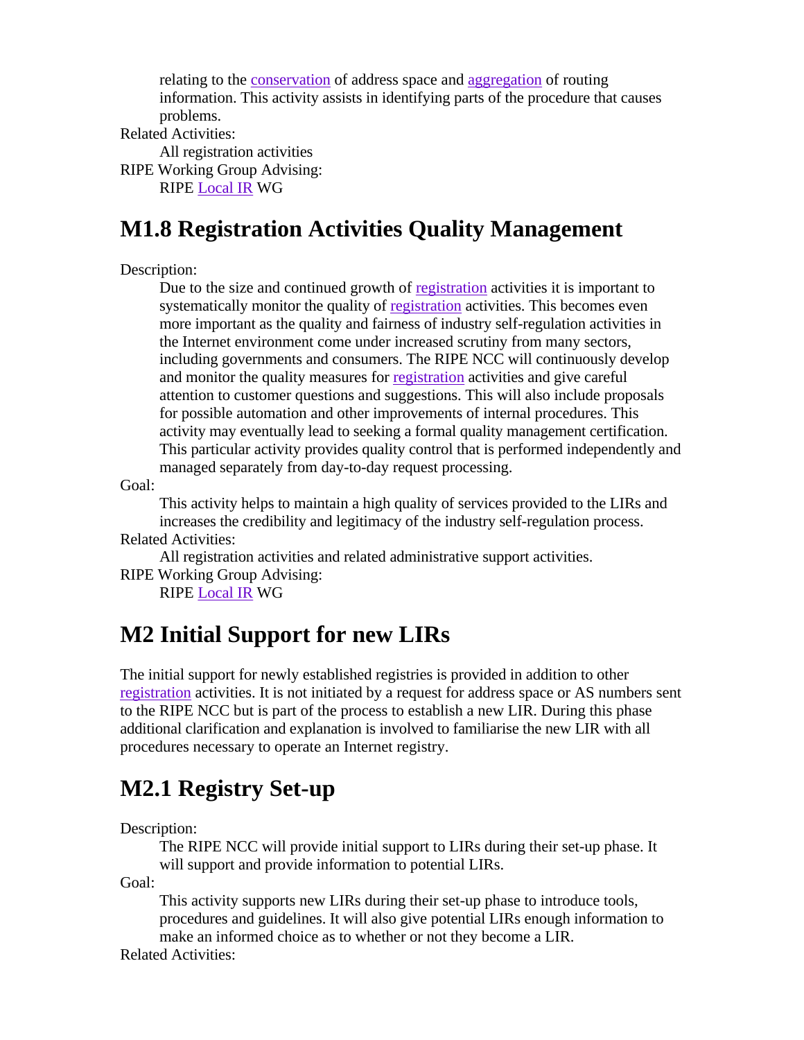relating to the conservation of address space and aggregation of routing information. This activity assists in identifying parts of the procedure that causes problems.

Related Activities:
: All registration activities

RIPE Working Group Advising:
: RIPE Local IR WG

## M1.8 Registration Activities Quality Management

Description:
: Due to the size and continued growth of registration activities it is important to systematically monitor the quality of registration activities. This becomes even more important as the quality and fairness of industry self-regulation activities in the Internet environment come under increased scrutiny from many sectors, including governments and consumers. The RIPE NCC will continuously develop and monitor the quality measures for registration activities and give careful attention to customer questions and suggestions. This will also include proposals for possible automation and other improvements of internal procedures. This activity may eventually lead to seeking a formal quality management certification. This particular activity provides quality control that is performed independently and managed separately from day-to-day request processing.

Goal:
: This activity helps to maintain a high quality of services provided to the LIRs and increases the credibility and legitimacy of the industry self-regulation process.

Related Activities:
: All registration activities and related administrative support activities.

RIPE Working Group Advising:
: RIPE Local IR WG

## M2 Initial Support for new LIRs

The initial support for newly established registries is provided in addition to other registration activities. It is not initiated by a request for address space or AS numbers sent to the RIPE NCC but is part of the process to establish a new LIR. During this phase additional clarification and explanation is involved to familiarise the new LIR with all procedures necessary to operate an Internet registry.

## M2.1 Registry Set-up

Description:
: The RIPE NCC will provide initial support to LIRs during their set-up phase. It will support and provide information to potential LIRs.

Goal:
: This activity supports new LIRs during their set-up phase to introduce tools, procedures and guidelines. It will also give potential LIRs enough information to make an informed choice as to whether or not they become a LIR.

Related Activities: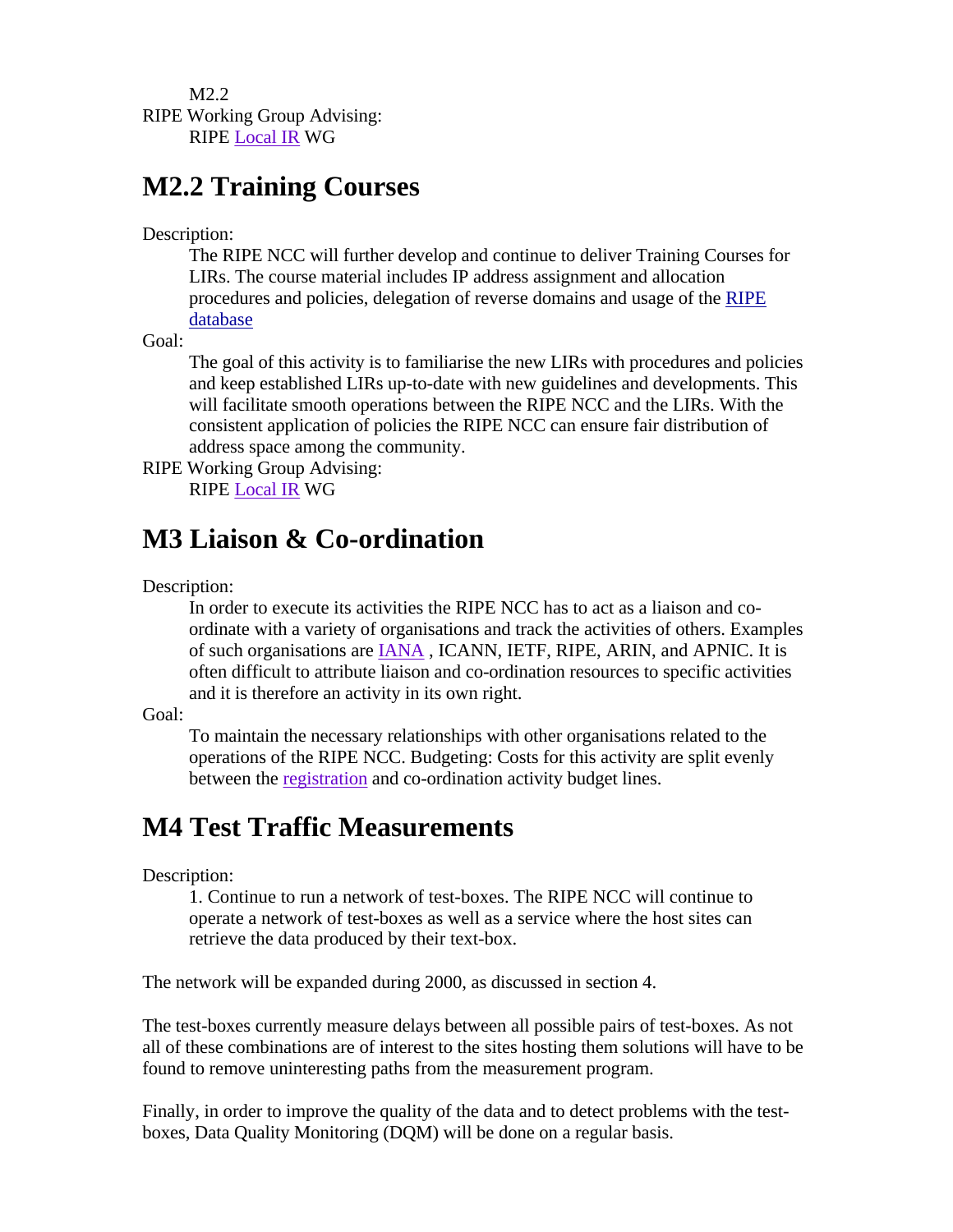M2.2

RIPE Working Group Advising:

RIPE Local IR WG

## M2.2 Training Courses

Description:

The RIPE NCC will further develop and continue to deliver Training Courses for LIRs. The course material includes IP address assignment and allocation procedures and policies, delegation of reverse domains and usage of the RIPE database

Goal:

The goal of this activity is to familiarise the new LIRs with procedures and policies and keep established LIRs up-to-date with new guidelines and developments. This will facilitate smooth operations between the RIPE NCC and the LIRs. With the consistent application of policies the RIPE NCC can ensure fair distribution of address space among the community.

RIPE Working Group Advising:

RIPE Local IR WG

## M3 Liaison & Co-ordination

Description:

In order to execute its activities the RIPE NCC has to act as a liaison and co-ordinate with a variety of organisations and track the activities of others. Examples of such organisations are IANA , ICANN, IETF, RIPE, ARIN, and APNIC. It is often difficult to attribute liaison and co-ordination resources to specific activities and it is therefore an activity in its own right.

Goal:

To maintain the necessary relationships with other organisations related to the operations of the RIPE NCC. Budgeting: Costs for this activity are split evenly between the registration and co-ordination activity budget lines.

## M4 Test Traffic Measurements

Description:

1. Continue to run a network of test-boxes. The RIPE NCC will continue to operate a network of test-boxes as well as a service where the host sites can retrieve the data produced by their text-box.

The network will be expanded during 2000, as discussed in section 4.

The test-boxes currently measure delays between all possible pairs of test-boxes. As not all of these combinations are of interest to the sites hosting them solutions will have to be found to remove uninteresting paths from the measurement program.

Finally, in order to improve the quality of the data and to detect problems with the test-boxes, Data Quality Monitoring (DQM) will be done on a regular basis.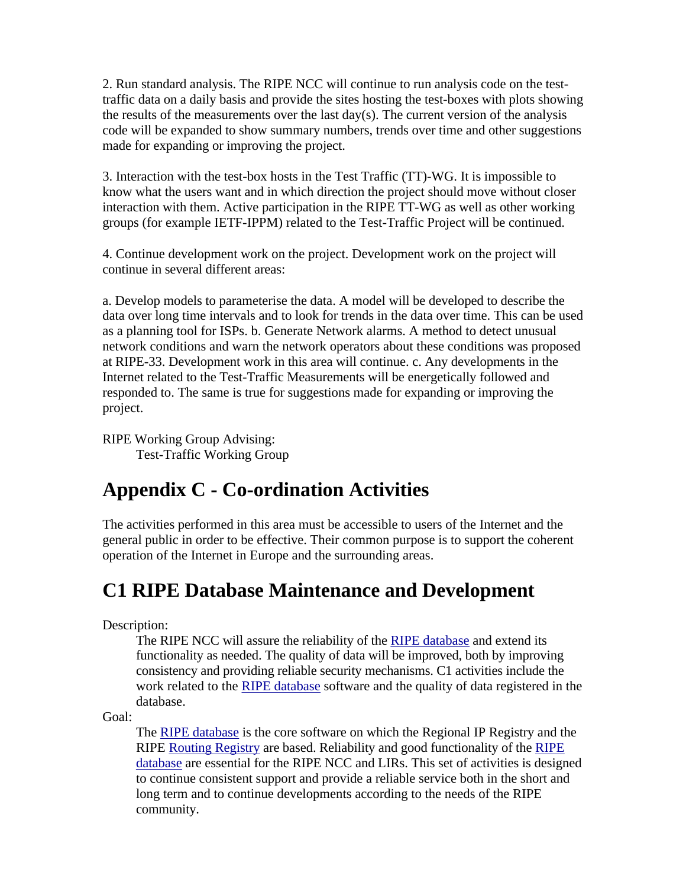2. Run standard analysis. The RIPE NCC will continue to run analysis code on the test-traffic data on a daily basis and provide the sites hosting the test-boxes with plots showing the results of the measurements over the last day(s). The current version of the analysis code will be expanded to show summary numbers, trends over time and other suggestions made for expanding or improving the project.

3. Interaction with the test-box hosts in the Test Traffic (TT)-WG. It is impossible to know what the users want and in which direction the project should move without closer interaction with them. Active participation in the RIPE TT-WG as well as other working groups (for example IETF-IPPM) related to the Test-Traffic Project will be continued.

4. Continue development work on the project. Development work on the project will continue in several different areas:

a. Develop models to parameterise the data. A model will be developed to describe the data over long time intervals and to look for trends in the data over time. This can be used as a planning tool for ISPs. b. Generate Network alarms. A method to detect unusual network conditions and warn the network operators about these conditions was proposed at RIPE-33. Development work in this area will continue. c. Any developments in the Internet related to the Test-Traffic Measurements will be energetically followed and responded to. The same is true for suggestions made for expanding or improving the project.

RIPE Working Group Advising:
: Test-Traffic Working Group

# Appendix C - Co-ordination Activities

The activities performed in this area must be accessible to users of the Internet and the general public in order to be effective. Their common purpose is to support the coherent operation of the Internet in Europe and the surrounding areas.

# C1 RIPE Database Maintenance and Development

Description:
: The RIPE NCC will assure the reliability of the RIPE database and extend its functionality as needed. The quality of data will be improved, both by improving consistency and providing reliable security mechanisms. C1 activities include the work related to the RIPE database software and the quality of data registered in the database.

Goal:
: The RIPE database is the core software on which the Regional IP Registry and the RIPE Routing Registry are based. Reliability and good functionality of the RIPE database are essential for the RIPE NCC and LIRs. This set of activities is designed to continue consistent support and provide a reliable service both in the short and long term and to continue developments according to the needs of the RIPE community.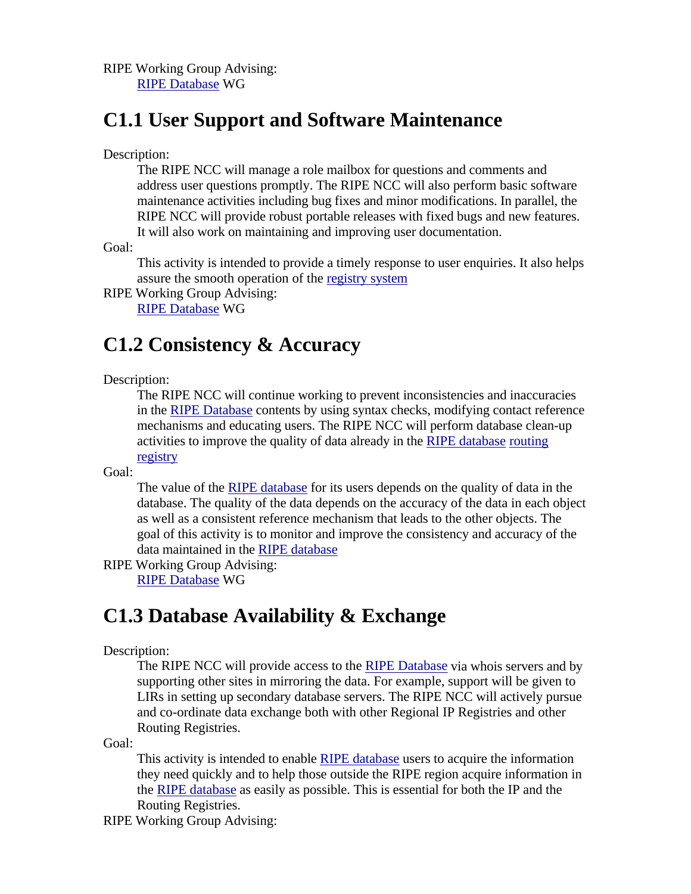RIPE Working Group Advising:
: RIPE Database WG

## C1.1 User Support and Software Maintenance

Description:
: The RIPE NCC will manage a role mailbox for questions and comments and address user questions promptly. The RIPE NCC will also perform basic software maintenance activities including bug fixes and minor modifications. In parallel, the RIPE NCC will provide robust portable releases with fixed bugs and new features. It will also work on maintaining and improving user documentation.

Goal:
: This activity is intended to provide a timely response to user enquiries. It also helps assure the smooth operation of the registry system

RIPE Working Group Advising:
: RIPE Database WG

## C1.2 Consistency & Accuracy

Description:
: The RIPE NCC will continue working to prevent inconsistencies and inaccuracies in the RIPE Database contents by using syntax checks, modifying contact reference mechanisms and educating users. The RIPE NCC will perform database clean-up activities to improve the quality of data already in the RIPE database routing registry

Goal:
: The value of the RIPE database for its users depends on the quality of data in the database. The quality of the data depends on the accuracy of the data in each object as well as a consistent reference mechanism that leads to the other objects. The goal of this activity is to monitor and improve the consistency and accuracy of the data maintained in the RIPE database

RIPE Working Group Advising:
: RIPE Database WG

## C1.3 Database Availability & Exchange

Description:
: The RIPE NCC will provide access to the RIPE Database via whois servers and by supporting other sites in mirroring the data. For example, support will be given to LIRs in setting up secondary database servers. The RIPE NCC will actively pursue and co-ordinate data exchange both with other Regional IP Registries and other Routing Registries.

Goal:
: This activity is intended to enable RIPE database users to acquire the information they need quickly and to help those outside the RIPE region acquire information in the RIPE database as easily as possible. This is essential for both the IP and the Routing Registries.

RIPE Working Group Advising: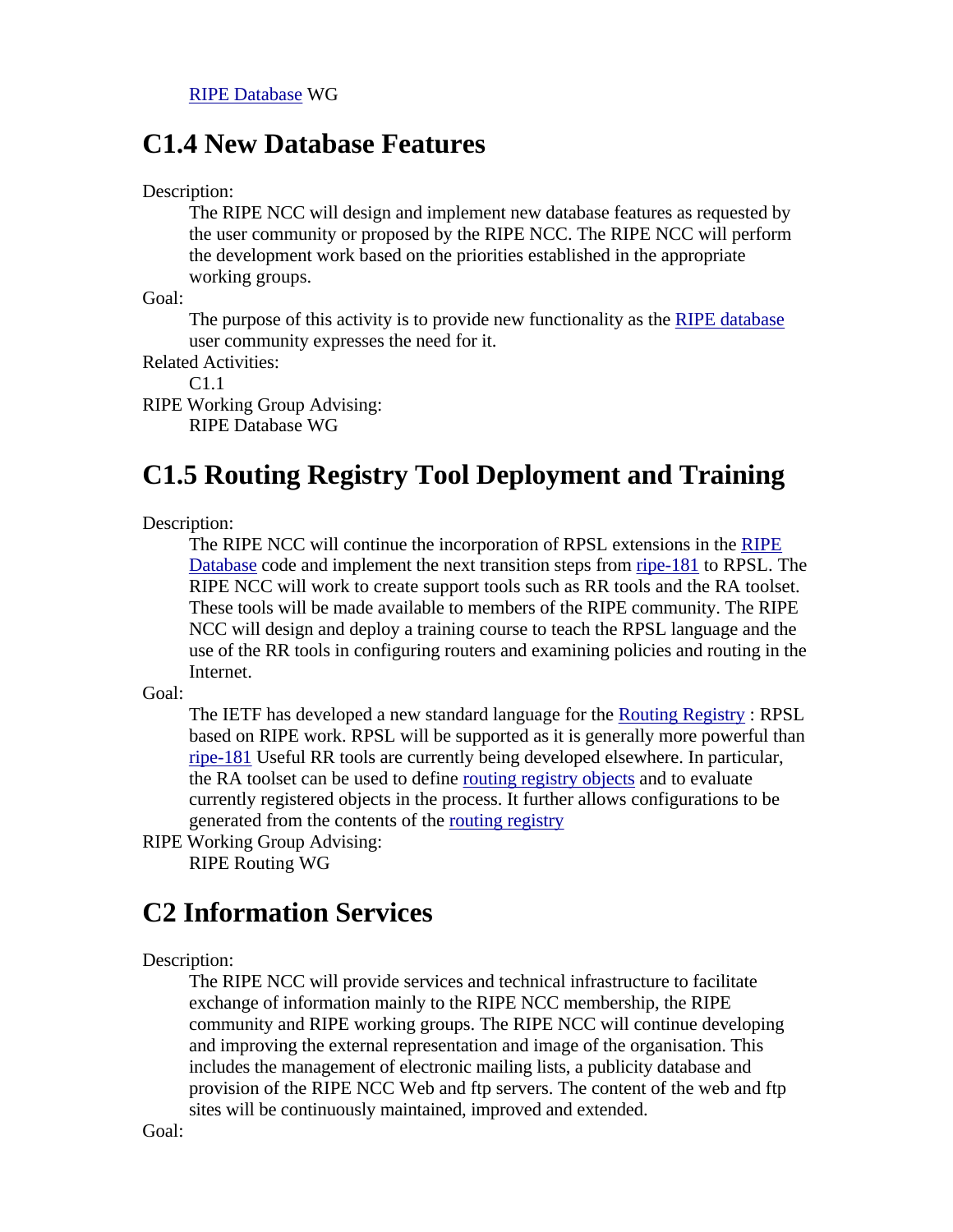RIPE Database WG

## C1.4 New Database Features

Description:
: The RIPE NCC will design and implement new database features as requested by the user community or proposed by the RIPE NCC. The RIPE NCC will perform the development work based on the priorities established in the appropriate working groups.

Goal:
: The purpose of this activity is to provide new functionality as the RIPE database user community expresses the need for it.

Related Activities:
: C1.1

RIPE Working Group Advising:
: RIPE Database WG

## C1.5 Routing Registry Tool Deployment and Training

Description:
: The RIPE NCC will continue the incorporation of RPSL extensions in the RIPE Database code and implement the next transition steps from ripe-181 to RPSL. The RIPE NCC will work to create support tools such as RR tools and the RA toolset. These tools will be made available to members of the RIPE community. The RIPE NCC will design and deploy a training course to teach the RPSL language and the use of the RR tools in configuring routers and examining policies and routing in the Internet.

Goal:
: The IETF has developed a new standard language for the Routing Registry : RPSL based on RIPE work. RPSL will be supported as it is generally more powerful than ripe-181 Useful RR tools are currently being developed elsewhere. In particular, the RA toolset can be used to define routing registry objects and to evaluate currently registered objects in the process. It further allows configurations to be generated from the contents of the routing registry

RIPE Working Group Advising:
: RIPE Routing WG

## C2 Information Services

Description:
: The RIPE NCC will provide services and technical infrastructure to facilitate exchange of information mainly to the RIPE NCC membership, the RIPE community and RIPE working groups. The RIPE NCC will continue developing and improving the external representation and image of the organisation. This includes the management of electronic mailing lists, a publicity database and provision of the RIPE NCC Web and ftp servers. The content of the web and ftp sites will be continuously maintained, improved and extended.

Goal: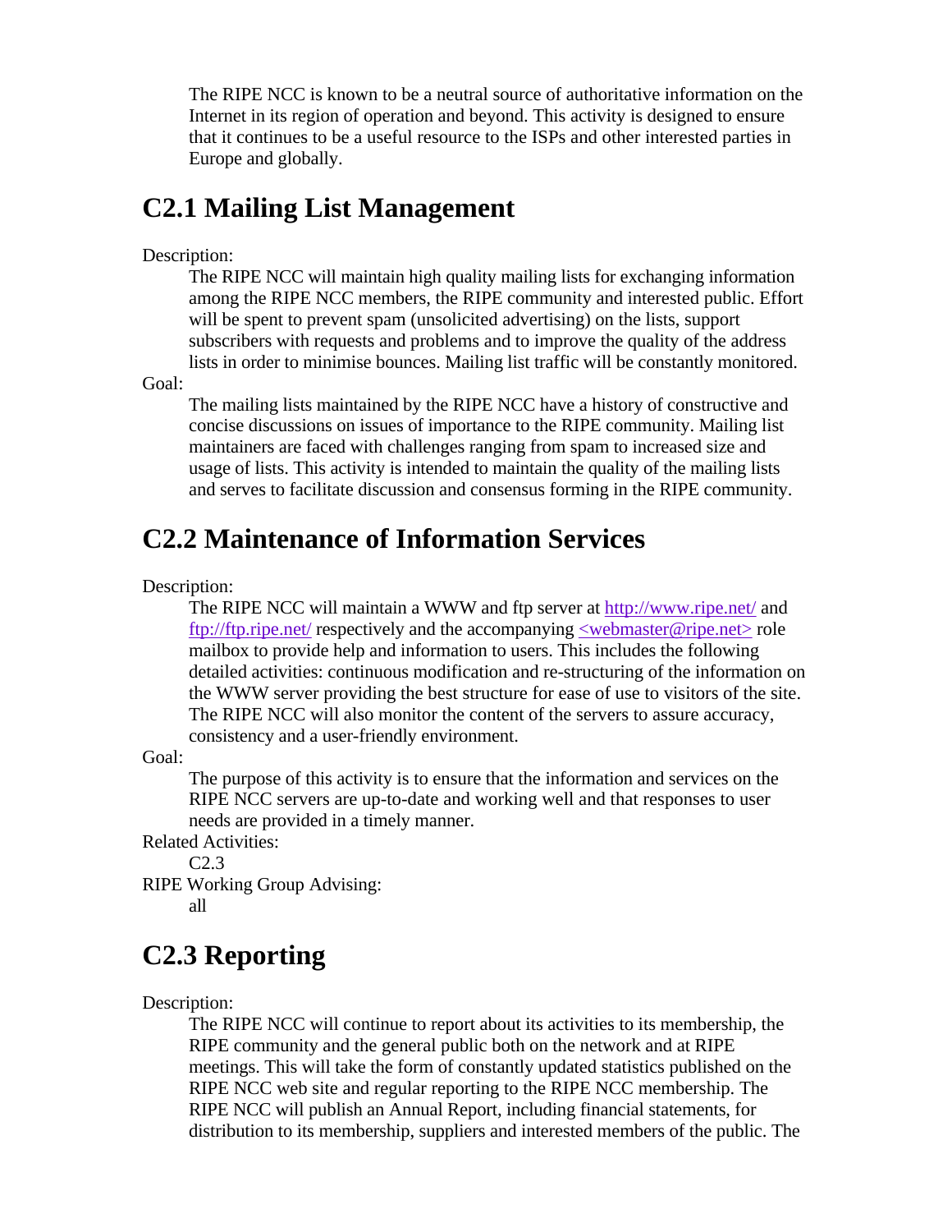The RIPE NCC is known to be a neutral source of authoritative information on the Internet in its region of operation and beyond. This activity is designed to ensure that it continues to be a useful resource to the ISPs and other interested parties in Europe and globally.

## C2.1 Mailing List Management

Description:

The RIPE NCC will maintain high quality mailing lists for exchanging information among the RIPE NCC members, the RIPE community and interested public. Effort will be spent to prevent spam (unsolicited advertising) on the lists, support subscribers with requests and problems and to improve the quality of the address lists in order to minimise bounces. Mailing list traffic will be constantly monitored.

Goal:

The mailing lists maintained by the RIPE NCC have a history of constructive and concise discussions on issues of importance to the RIPE community. Mailing list maintainers are faced with challenges ranging from spam to increased size and usage of lists. This activity is intended to maintain the quality of the mailing lists and serves to facilitate discussion and consensus forming in the RIPE community.

## C2.2 Maintenance of Information Services

Description:

The RIPE NCC will maintain a WWW and ftp server at http://www.ripe.net/ and ftp://ftp.ripe.net/ respectively and the accompanying <webmaster@ripe.net> role mailbox to provide help and information to users. This includes the following detailed activities: continuous modification and re-structuring of the information on the WWW server providing the best structure for ease of use to visitors of the site. The RIPE NCC will also monitor the content of the servers to assure accuracy, consistency and a user-friendly environment.

Goal:

The purpose of this activity is to ensure that the information and services on the RIPE NCC servers are up-to-date and working well and that responses to user needs are provided in a timely manner.

Related Activities:

C2.3

RIPE Working Group Advising:

all

## C2.3 Reporting

Description:

The RIPE NCC will continue to report about its activities to its membership, the RIPE community and the general public both on the network and at RIPE meetings. This will take the form of constantly updated statistics published on the RIPE NCC web site and regular reporting to the RIPE NCC membership. The RIPE NCC will publish an Annual Report, including financial statements, for distribution to its membership, suppliers and interested members of the public. The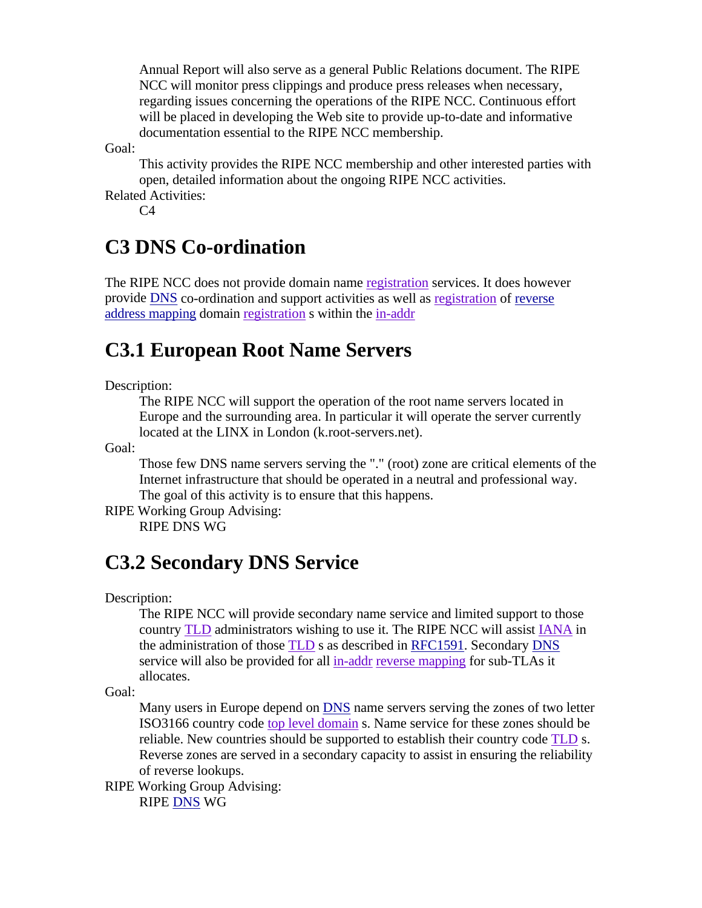Annual Report will also serve as a general Public Relations document. The RIPE NCC will monitor press clippings and produce press releases when necessary, regarding issues concerning the operations of the RIPE NCC. Continuous effort will be placed in developing the Web site to provide up-to-date and informative documentation essential to the RIPE NCC membership.

Goal:
: This activity provides the RIPE NCC membership and other interested parties with open, detailed information about the ongoing RIPE NCC activities.

Related Activities:
: C4

# C3 DNS Co-ordination

The RIPE NCC does not provide domain name registration services. It does however provide DNS co-ordination and support activities as well as registration of reverse address mapping domain registration s within the in-addr

## C3.1 European Root Name Servers

Description:
: The RIPE NCC will support the operation of the root name servers located in Europe and the surrounding area. In particular it will operate the server currently located at the LINX in London (k.root-servers.net).

Goal:
: Those few DNS name servers serving the "." (root) zone are critical elements of the Internet infrastructure that should be operated in a neutral and professional way. The goal of this activity is to ensure that this happens.

RIPE Working Group Advising:
: RIPE DNS WG

## C3.2 Secondary DNS Service

Description:
: The RIPE NCC will provide secondary name service and limited support to those country TLD administrators wishing to use it. The RIPE NCC will assist IANA in the administration of those TLD s as described in RFC1591. Secondary DNS service will also be provided for all in-addr reverse mapping for sub-TLAs it allocates.

Goal:
: Many users in Europe depend on DNS name servers serving the zones of two letter ISO3166 country code top level domain s. Name service for these zones should be reliable. New countries should be supported to establish their country code TLD s. Reverse zones are served in a secondary capacity to assist in ensuring the reliability of reverse lookups.

RIPE Working Group Advising:
: RIPE DNS WG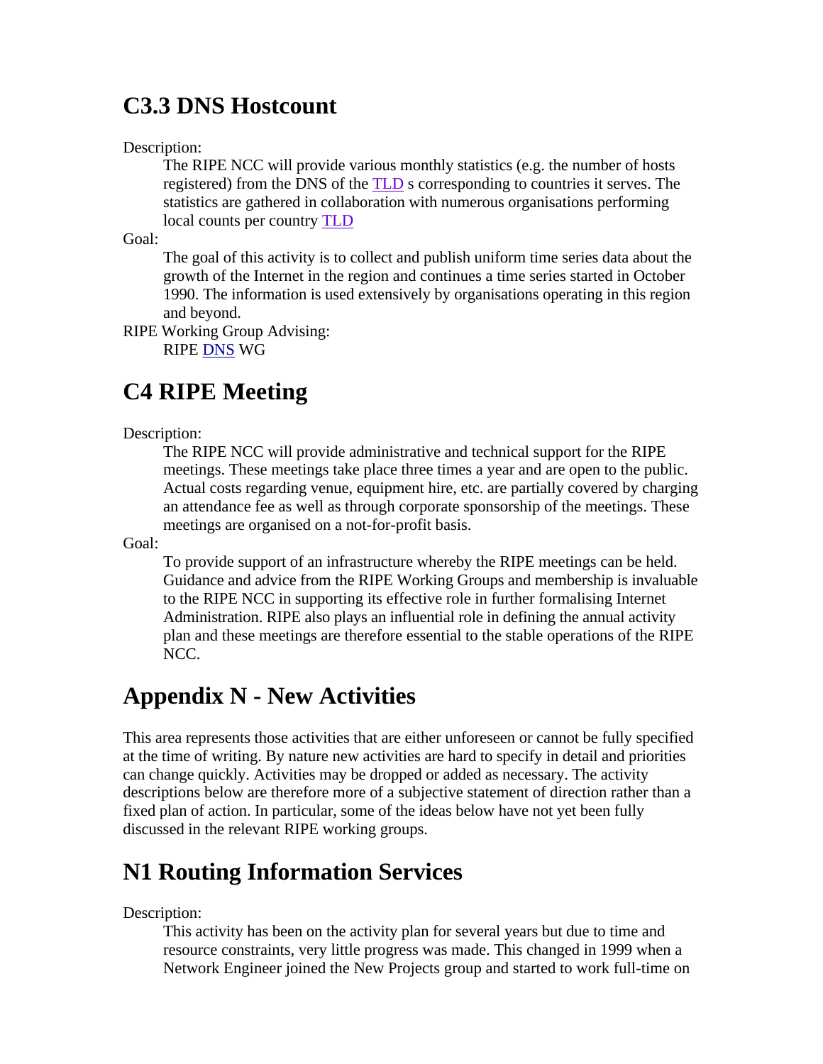## C3.3 DNS Hostcount

Description:

The RIPE NCC will provide various monthly statistics (e.g. the number of hosts registered) from the DNS of the TLD s corresponding to countries it serves. The statistics are gathered in collaboration with numerous organisations performing local counts per country TLD

Goal:

The goal of this activity is to collect and publish uniform time series data about the growth of the Internet in the region and continues a time series started in October 1990. The information is used extensively by organisations operating in this region and beyond.

RIPE Working Group Advising:

RIPE DNS WG

## C4 RIPE Meeting

Description:

The RIPE NCC will provide administrative and technical support for the RIPE meetings. These meetings take place three times a year and are open to the public. Actual costs regarding venue, equipment hire, etc. are partially covered by charging an attendance fee as well as through corporate sponsorship of the meetings. These meetings are organised on a not-for-profit basis.

Goal:

To provide support of an infrastructure whereby the RIPE meetings can be held. Guidance and advice from the RIPE Working Groups and membership is invaluable to the RIPE NCC in supporting its effective role in further formalising Internet Administration. RIPE also plays an influential role in defining the annual activity plan and these meetings are therefore essential to the stable operations of the RIPE NCC.

# Appendix N - New Activities

This area represents those activities that are either unforeseen or cannot be fully specified at the time of writing. By nature new activities are hard to specify in detail and priorities can change quickly. Activities may be dropped or added as necessary. The activity descriptions below are therefore more of a subjective statement of direction rather than a fixed plan of action. In particular, some of the ideas below have not yet been fully discussed in the relevant RIPE working groups.

## N1 Routing Information Services

Description:

This activity has been on the activity plan for several years but due to time and resource constraints, very little progress was made. This changed in 1999 when a Network Engineer joined the New Projects group and started to work full-time on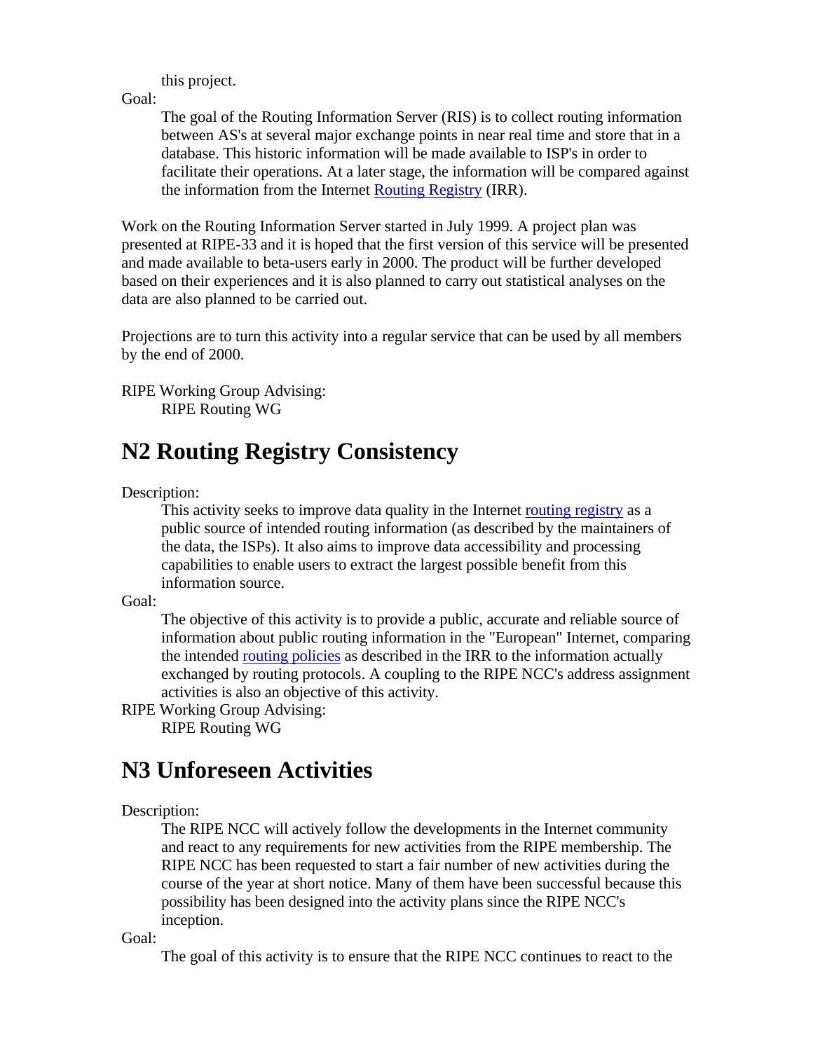this project.

Goal:

The goal of the Routing Information Server (RIS) is to collect routing information between AS's at several major exchange points in near real time and store that in a database. This historic information will be made available to ISP's in order to facilitate their operations. At a later stage, the information will be compared against the information from the Internet Routing Registry (IRR).

Work on the Routing Information Server started in July 1999. A project plan was presented at RIPE-33 and it is hoped that the first version of this service will be presented and made available to beta-users early in 2000. The product will be further developed based on their experiences and it is also planned to carry out statistical analyses on the data are also planned to be carried out.

Projections are to turn this activity into a regular service that can be used by all members by the end of 2000.

RIPE Working Group Advising:

RIPE Routing WG

## N2 Routing Registry Consistency

Description:

This activity seeks to improve data quality in the Internet routing registry as a public source of intended routing information (as described by the maintainers of the data, the ISPs). It also aims to improve data accessibility and processing capabilities to enable users to extract the largest possible benefit from this information source.

Goal:

The objective of this activity is to provide a public, accurate and reliable source of information about public routing information in the "European" Internet, comparing the intended routing policies as described in the IRR to the information actually exchanged by routing protocols. A coupling to the RIPE NCC's address assignment activities is also an objective of this activity.

RIPE Working Group Advising:

RIPE Routing WG

## N3 Unforeseen Activities

Description:

The RIPE NCC will actively follow the developments in the Internet community and react to any requirements for new activities from the RIPE membership. The RIPE NCC has been requested to start a fair number of new activities during the course of the year at short notice. Many of them have been successful because this possibility has been designed into the activity plans since the RIPE NCC's inception.

Goal:

The goal of this activity is to ensure that the RIPE NCC continues to react to the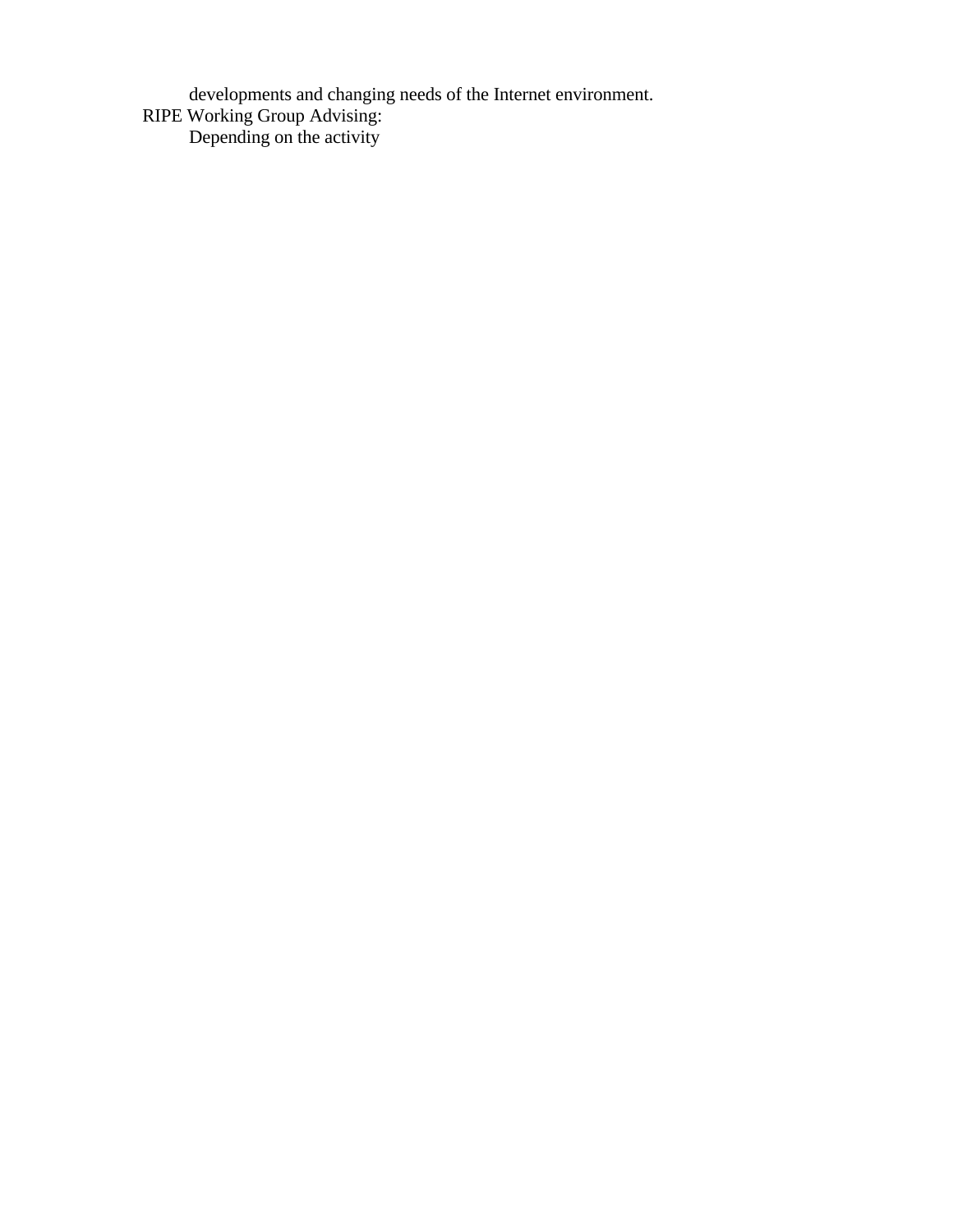developments and changing needs of the Internet environment.

RIPE Working Group Advising:

Depending on the activity